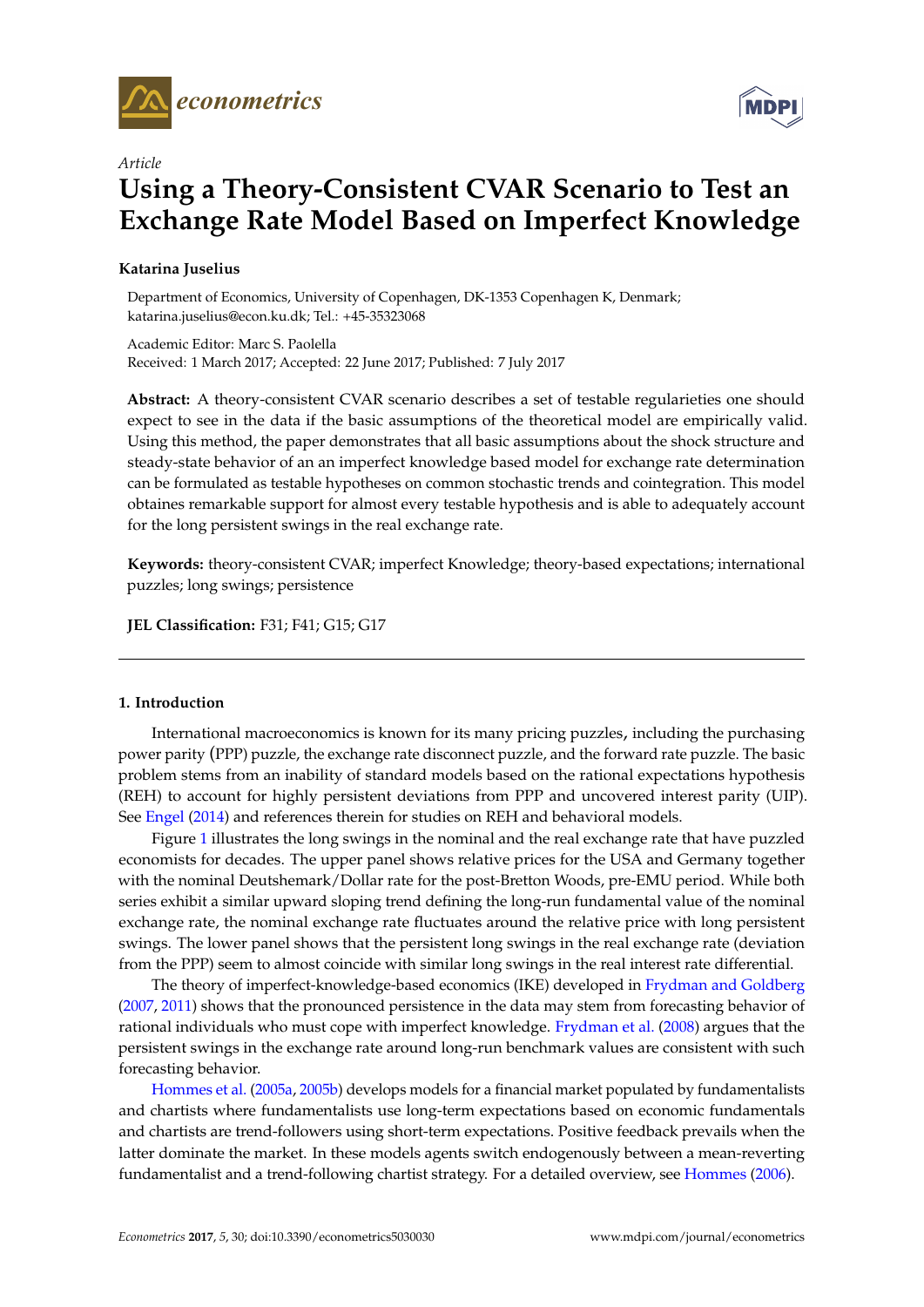*Article*

# Using a Theory-Consistent CVAR Scenario to Test an Exchange Rate Model Based on Imperfect Knowledge

**Katarina Juselius**

Department of Economics, University of Copenhagen, DK-1353 Copenhagen K, Denmark; katarina.juselius@econ.ku.dk; Tel.: +45-35323068

Academic Editor: Marc S. Paolella
Received: 1 March 2017; Accepted: 22 June 2017; Published: 7 July 2017

**Abstract:** A theory-consistent CVAR scenario describes a set of testable regularieties one should expect to see in the data if the basic assumptions of the theoretical model are empirically valid. Using this method, the paper demonstrates that all basic assumptions about the shock structure and steady-state behavior of an an imperfect knowledge based model for exchange rate determination can be formulated as testable hypotheses on common stochastic trends and cointegration. This model obtaines remarkable support for almost every testable hypothesis and is able to adequately account for the long persistent swings in the real exchange rate.

**Keywords:** theory-consistent CVAR; imperfect Knowledge; theory-based expectations; international puzzles; long swings; persistence

**JEL Classification:** F31; F41; G15; G17

## 1. Introduction

International macroeconomics is known for its many pricing puzzles, including the purchasing power parity (PPP) puzzle, the exchange rate disconnect puzzle, and the forward rate puzzle. The basic problem stems from an inability of standard models based on the rational expectations hypothesis (REH) to account for highly persistent deviations from PPP and uncovered interest parity (UIP). See Engel (2014) and references therein for studies on REH and behavioral models.

Figure 1 illustrates the long swings in the nominal and the real exchange rate that have puzzled economists for decades. The upper panel shows relative prices for the USA and Germany together with the nominal Deutshemark/Dollar rate for the post-Bretton Woods, pre-EMU period. While both series exhibit a similar upward sloping trend defining the long-run fundamental value of the nominal exchange rate, the nominal exchange rate fluctuates around the relative price with long persistent swings. The lower panel shows that the persistent long swings in the real exchange rate (deviation from the PPP) seem to almost coincide with similar long swings in the real interest rate differential.

The theory of imperfect-knowledge-based economics (IKE) developed in Frydman and Goldberg (2007, 2011) shows that the pronounced persistence in the data may stem from forecasting behavior of rational individuals who must cope with imperfect knowledge. Frydman et al. (2008) argues that the persistent swings in the exchange rate around long-run benchmark values are consistent with such forecasting behavior.

Hommes et al. (2005a, 2005b) develops models for a financial market populated by fundamentalists and chartists where fundamentalists use long-term expectations based on economic fundamentals and chartists are trend-followers using short-term expectations. Positive feedback prevails when the latter dominate the market. In these models agents switch endogenously between a mean-reverting fundamentalist and a trend-following chartist strategy. For a detailed overview, see Hommes (2006).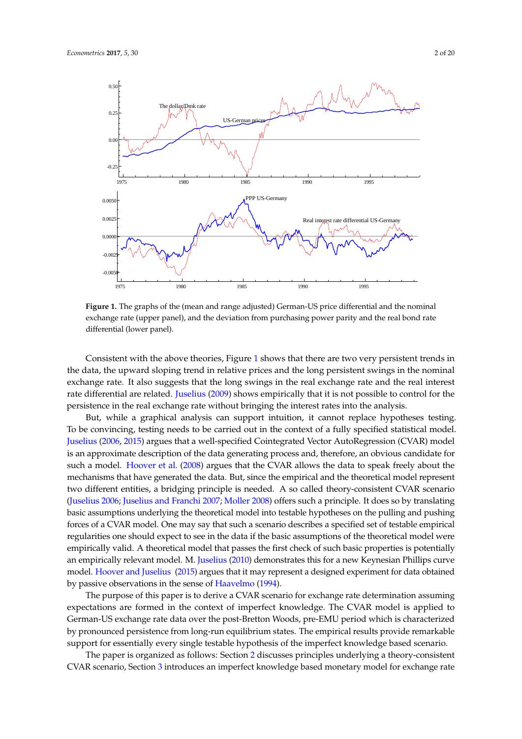**Figure 1.** The graphs of the (mean and range adjusted) German-US price differential and the nominal exchange rate (upper panel), and the deviation from purchasing power parity and the real bond rate differential (lower panel).

Consistent with the above theories, Figure 1 shows that there are two very persistent trends in the data, the upward sloping trend in relative prices and the long persistent swings in the nominal exchange rate. It also suggests that the long swings in the real exchange rate and the real interest rate differential are related. Juselius (2009) shows empirically that it is not possible to control for the persistence in the real exchange rate without bringing the interest rates into the analysis.

But, while a graphical analysis can support intuition, it cannot replace hypotheses testing. To be convincing, testing needs to be carried out in the context of a fully specified statistical model. Juselius (2006, 2015) argues that a well-specified Cointegrated Vector AutoRegression (CVAR) model is an approximate description of the data generating process and, therefore, an obvious candidate for such a model. Hoover et al. (2008) argues that the CVAR allows the data to speak freely about the mechanisms that have generated the data. But, since the empirical and the theoretical model represent two different entities, a bridging principle is needed. A so called theory-consistent CVAR scenario (Juselius 2006; Juselius and Franchi 2007; Moller 2008) offers such a principle. It does so by translating basic assumptions underlying the theoretical model into testable hypotheses on the pulling and pushing forces of a CVAR model. One may say that such a scenario describes a specified set of testable empirical regularities one should expect to see in the data if the basic assumptions of the theoretical model were empirically valid. A theoretical model that passes the first check of such basic properties is potentially an empirically relevant model. M. Juselius (2010) demonstrates this for a new Keynesian Phillips curve model. Hoover and Juselius (2015) argues that it may represent a designed experiment for data obtained by passive observations in the sense of Haavelmo (1994).

The purpose of this paper is to derive a CVAR scenario for exchange rate determination assuming expectations are formed in the context of imperfect knowledge. The CVAR model is applied to German-US exchange rate data over the post-Bretton Woods, pre-EMU period which is characterized by pronounced persistence from long-run equilibrium states. The empirical results provide remarkable support for essentially every single testable hypothesis of the imperfect knowledge based scenario.

The paper is organized as follows: Section 2 discusses principles underlying a theory-consistent CVAR scenario, Section 3 introduces an imperfect knowledge based monetary model for exchange rate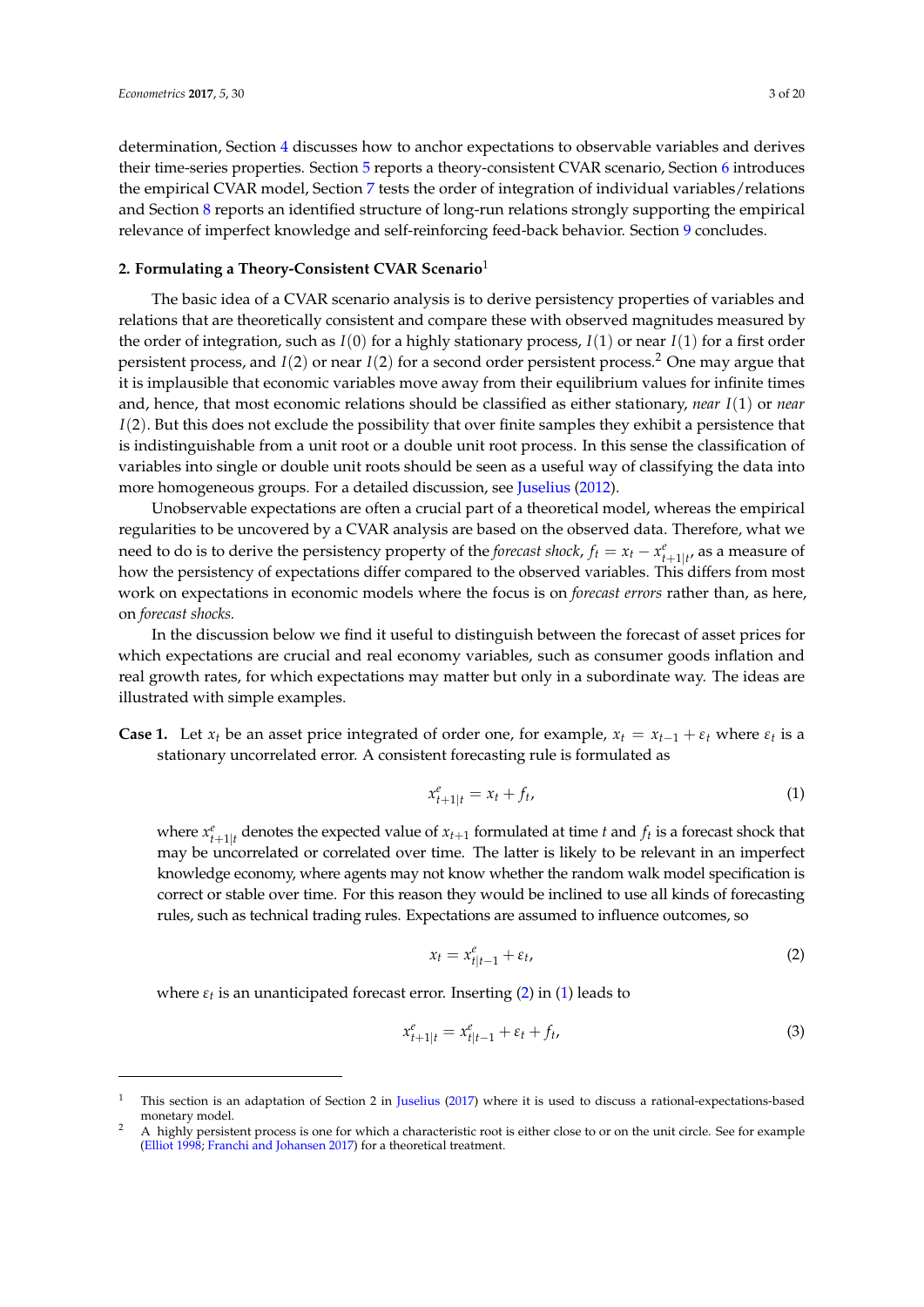determination, Section 4 discusses how to anchor expectations to observable variables and derives their time-series properties. Section 5 reports a theory-consistent CVAR scenario, Section 6 introduces the empirical CVAR model, Section 7 tests the order of integration of individual variables/relations and Section 8 reports an identified structure of long-run relations strongly supporting the empirical relevance of imperfect knowledge and self-reinforcing feed-back behavior. Section 9 concludes.

## 2. Formulating a Theory-Consistent CVAR Scenario[1]

The basic idea of a CVAR scenario analysis is to derive persistency properties of variables and relations that are theoretically consistent and compare these with observed magnitudes measured by the order of integration, such as $I(0)$ for a highly stationary process, $I(1)$ or near $I(1)$ for a first order persistent process, and $I(2)$ or near $I(2)$ for a second order persistent process.[2] One may argue that it is implausible that economic variables move away from their equilibrium values for infinite times and, hence, that most economic relations should be classified as either stationary, *near* $I(1)$ or *near* $I(2)$. But this does not exclude the possibility that over finite samples they exhibit a persistence that is indistinguishable from a unit root or a double unit root process. In this sense the classification of variables into single or double unit roots should be seen as a useful way of classifying the data into more homogeneous groups. For a detailed discussion, see Juselius (2012).

Unobservable expectations are often a crucial part of a theoretical model, whereas the empirical regularities to be uncovered by a CVAR analysis are based on the observed data. Therefore, what we need to do is to derive the persistency property of the *forecast shock*, $f_t = x_t - x^e_{t+1|t}$, as a measure of how the persistency of expectations differ compared to the observed variables. This differs from most work on expectations in economic models where the focus is on *forecast errors* rather than, as here, on *forecast shocks*.

In the discussion below we find it useful to distinguish between the forecast of asset prices for which expectations are crucial and real economy variables, such as consumer goods inflation and real growth rates, for which expectations may matter but only in a subordinate way. The ideas are illustrated with simple examples.

**Case 1.** Let $x_t$ be an asset price integrated of order one, for example, $x_t = x_{t-1} + \varepsilon_t$ where $\varepsilon_t$ is a stationary uncorrelated error. A consistent forecasting rule is formulated as

$$x^e_{t+1|t} = x_t + f_t, \tag{1}$$

where $x^e_{t+1|t}$ denotes the expected value of $x_{t+1}$ formulated at time $t$ and $f_t$ is a forecast shock that may be uncorrelated or correlated over time. The latter is likely to be relevant in an imperfect knowledge economy, where agents may not know whether the random walk model specification is correct or stable over time. For this reason they would be inclined to use all kinds of forecasting rules, such as technical trading rules. Expectations are assumed to influence outcomes, so

$$x_t = x^e_{t|t-1} + \varepsilon_t, \tag{2}$$

where $\varepsilon_t$ is an unanticipated forecast error. Inserting (2) in (1) leads to

$$x^e_{t+1|t} = x^e_{t|t-1} + \varepsilon_t + f_t, \tag{3}$$

[1] This section is an adaptation of Section 2 in Juselius (2017) where it is used to discuss a rational-expectations-based monetary model.

[2] A highly persistent process is one for which a characteristic root is either close to or on the unit circle. See for example (Elliot 1998; Franchi and Johansen 2017) for a theoretical treatment.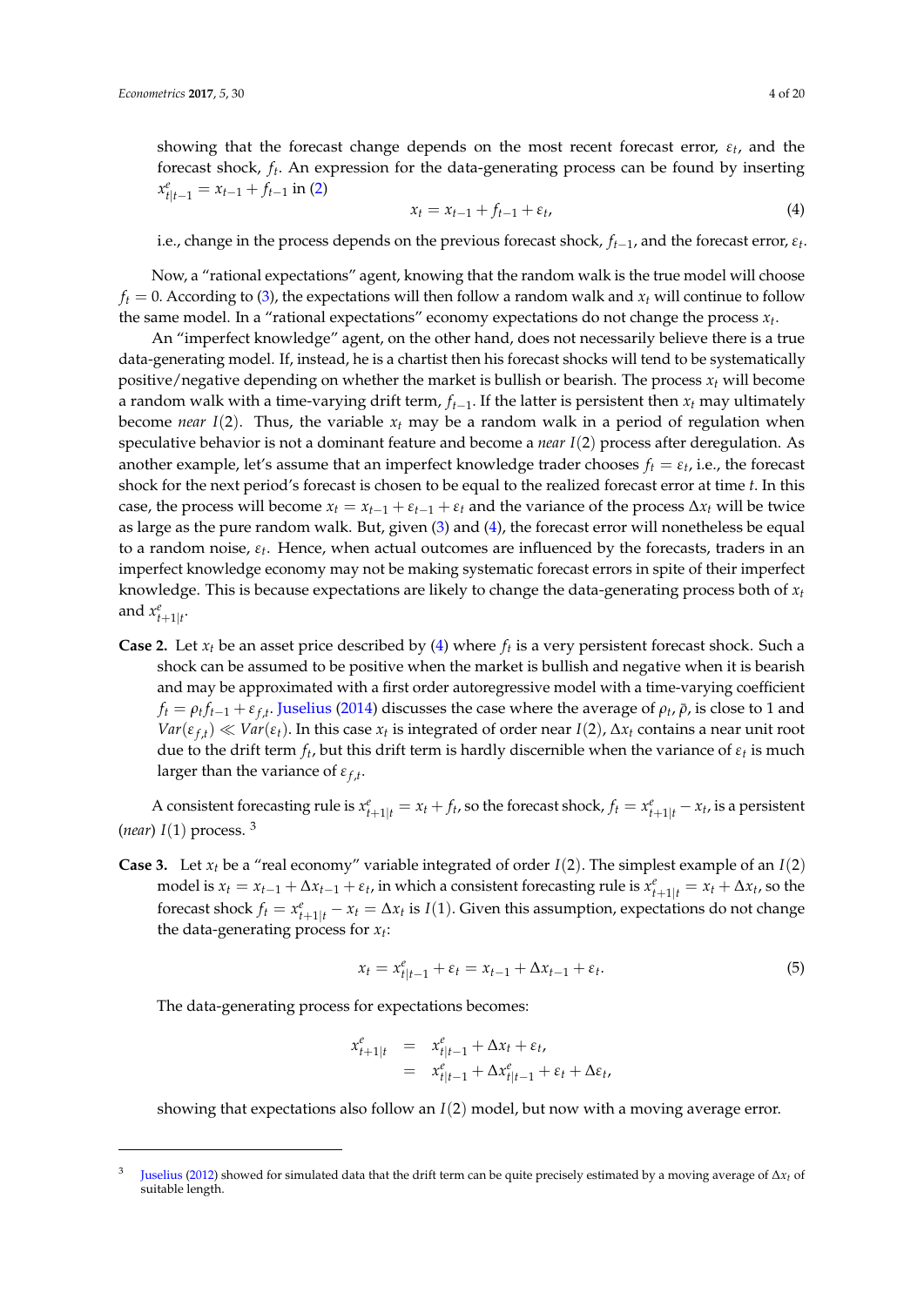showing that the forecast change depends on the most recent forecast error, $\varepsilon_t$, and the forecast shock, $f_t$. An expression for the data-generating process can be found by inserting $x^e_{t|t-1} = x_{t-1} + f_{t-1}$ in (2)

$$x_t = x_{t-1} + f_{t-1} + \varepsilon_t, \tag{4}$$

i.e., change in the process depends on the previous forecast shock, $f_{t-1}$, and the forecast error, $\varepsilon_t$.

Now, a "rational expectations" agent, knowing that the random walk is the true model will choose $f_t = 0$. According to (3), the expectations will then follow a random walk and $x_t$ will continue to follow the same model. In a "rational expectations" economy expectations do not change the process $x_t$.

An "imperfect knowledge" agent, on the other hand, does not necessarily believe there is a true data-generating model. If, instead, he is a chartist then his forecast shocks will tend to be systematically positive/negative depending on whether the market is bullish or bearish. The process $x_t$ will become a random walk with a time-varying drift term, $f_{t-1}$. If the latter is persistent then $x_t$ may ultimately become *near* $I(2)$. Thus, the variable $x_t$ may be a random walk in a period of regulation when speculative behavior is not a dominant feature and become a *near* $I(2)$ process after deregulation. As another example, let's assume that an imperfect knowledge trader chooses $f_t = \varepsilon_t$, i.e., the forecast shock for the next period's forecast is chosen to be equal to the realized forecast error at time $t$. In this case, the process will become $x_t = x_{t-1} + \varepsilon_{t-1} + \varepsilon_t$ and the variance of the process $\Delta x_t$ will be twice as large as the pure random walk. But, given (3) and (4), the forecast error will nonetheless be equal to a random noise, $\varepsilon_t$. Hence, when actual outcomes are influenced by the forecasts, traders in an imperfect knowledge economy may not be making systematic forecast errors in spite of their imperfect knowledge. This is because expectations are likely to change the data-generating process both of $x_t$ and $x^e_{t+1|t}$.

**Case 2.** Let $x_t$ be an asset price described by (4) where $f_t$ is a very persistent forecast shock. Such a shock can be assumed to be positive when the market is bullish and negative when it is bearish and may be approximated with a first order autoregressive model with a time-varying coefficient $f_t = \rho_t f_{t-1} + \varepsilon_{f,t}$. Juselius (2014) discusses the case where the average of $\rho_t$, $\bar{\rho}$, is close to 1 and $Var(\varepsilon_{f,t}) \ll Var(\varepsilon_t)$. In this case $x_t$ is integrated of order near $I(2)$, $\Delta x_t$ contains a near unit root due to the drift term $f_t$, but this drift term is hardly discernible when the variance of $\varepsilon_t$ is much larger than the variance of $\varepsilon_{f,t}$.

A consistent forecasting rule is $x^e_{t+1|t} = x_t + f_t$, so the forecast shock, $f_t = x^e_{t+1|t} - x_t$, is a persistent (*near*) $I(1)$ process. [3]

**Case 3.** Let $x_t$ be a "real economy" variable integrated of order $I(2)$. The simplest example of an $I(2)$ model is $x_t = x_{t-1} + \Delta x_{t-1} + \varepsilon_t$, in which a consistent forecasting rule is $x^e_{t+1|t} = x_t + \Delta x_t$, so the forecast shock $f_t = x^e_{t+1|t} - x_t = \Delta x_t$ is $I(1)$. Given this assumption, expectations do not change the data-generating process for $x_t$:

$$x_t = x^e_{t|t-1} + \varepsilon_t = x_{t-1} + \Delta x_{t-1} + \varepsilon_t. \tag{5}$$

The data-generating process for expectations becomes:

$$\begin{aligned} x^e_{t+1|t} &= x^e_{t|t-1} + \Delta x_t + \varepsilon_t, \\ &= x^e_{t|t-1} + \Delta x^e_{t|t-1} + \varepsilon_t + \Delta \varepsilon_t, \end{aligned}$$

showing that expectations also follow an $I(2)$ model, but now with a moving average error.

---

[3] Juselius (2012) showed for simulated data that the drift term can be quite precisely estimated by a moving average of $\Delta x_t$ of suitable length.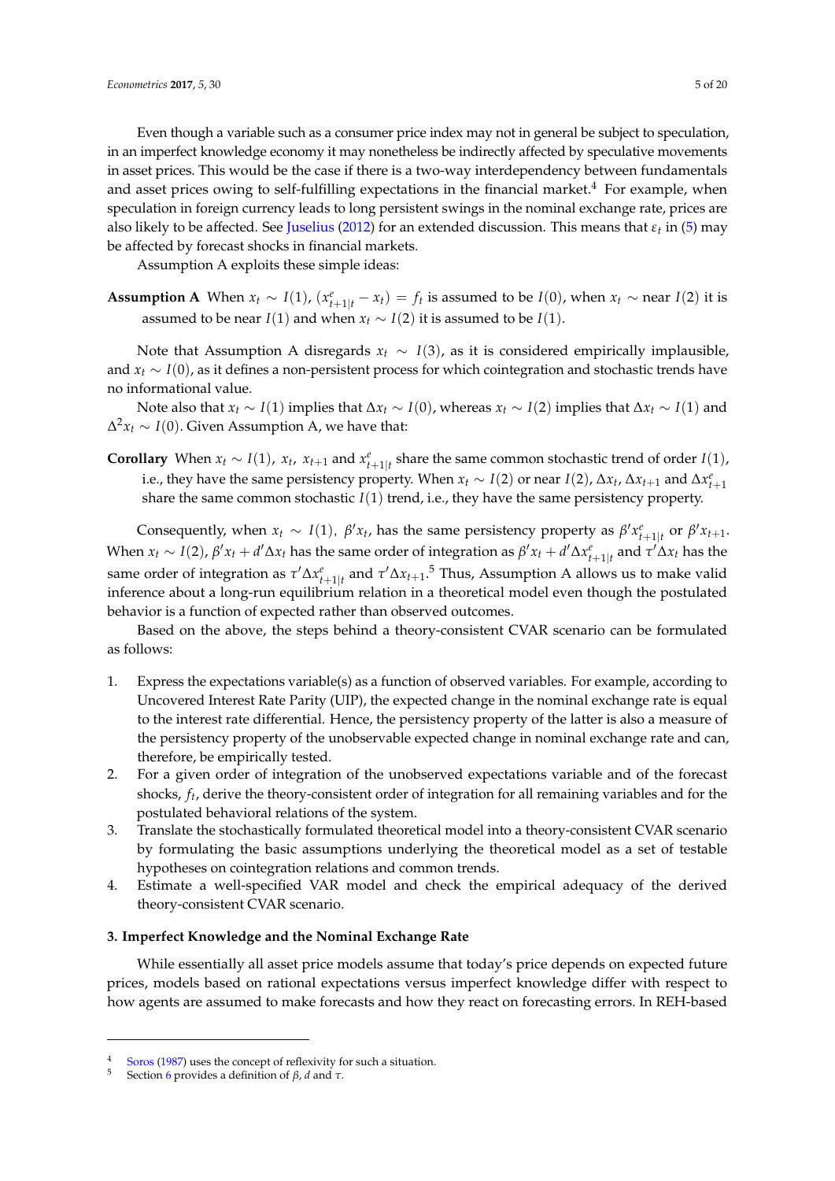Even though a variable such as a consumer price index may not in general be subject to speculation, in an imperfect knowledge economy it may nonetheless be indirectly affected by speculative movements in asset prices. This would be the case if there is a two-way interdependency between fundamentals and asset prices owing to self-fulfilling expectations in the financial market.[4] For example, when speculation in foreign currency leads to long persistent swings in the nominal exchange rate, prices are also likely to be affected. See Juselius (2012) for an extended discussion. This means that $\varepsilon_t$ in (5) may be affected by forecast shocks in financial markets.

Assumption A exploits these simple ideas:

**Assumption A** When $x_t \sim I(1)$, $(x^e_{t+1|t} - x_t) = f_t$ is assumed to be $I(0)$, when $x_t \sim$ near $I(2)$ it is assumed to be near $I(1)$ and when $x_t \sim I(2)$ it is assumed to be $I(1)$.

Note that Assumption A disregards $x_t \sim I(3)$, as it is considered empirically implausible, and $x_t \sim I(0)$, as it defines a non-persistent process for which cointegration and stochastic trends have no informational value.

Note also that $x_t \sim I(1)$ implies that $\Delta x_t \sim I(0)$, whereas $x_t \sim I(2)$ implies that $\Delta x_t \sim I(1)$ and $\Delta^2 x_t \sim I(0)$. Given Assumption A, we have that:

**Corollary** When $x_t \sim I(1)$, $x_t$, $x_{t+1}$ and $x^e_{t+1|t}$ share the same common stochastic trend of order $I(1)$, i.e., they have the same persistency property. When $x_t \sim I(2)$ or near $I(2)$, $\Delta x_t$, $\Delta x_{t+1}$ and $\Delta x^e_{t+1}$ share the same common stochastic $I(1)$ trend, i.e., they have the same persistency property.

Consequently, when $x_t \sim I(1)$, $\beta' x_t$, has the same persistency property as $\beta' x^e_{t+1|t}$ or $\beta' x_{t+1}$. When $x_t \sim I(2)$, $\beta' x_t + d' \Delta x_t$ has the same order of integration as $\beta' x_t + d' \Delta x^e_{t+1|t}$ and $\tau' \Delta x_t$ has the same order of integration as $\tau' \Delta x^e_{t+1|t}$ and $\tau' \Delta x_{t+1}$.[5] Thus, Assumption A allows us to make valid inference about a long-run equilibrium relation in a theoretical model even though the postulated behavior is a function of expected rather than observed outcomes.

Based on the above, the steps behind a theory-consistent CVAR scenario can be formulated as follows:

1. Express the expectations variable(s) as a function of observed variables. For example, according to Uncovered Interest Rate Parity (UIP), the expected change in the nominal exchange rate is equal to the interest rate differential. Hence, the persistency property of the latter is also a measure of the persistency property of the unobservable expected change in nominal exchange rate and can, therefore, be empirically tested.
2. For a given order of integration of the unobserved expectations variable and of the forecast shocks, $f_t$, derive the theory-consistent order of integration for all remaining variables and for the postulated behavioral relations of the system.
3. Translate the stochastically formulated theoretical model into a theory-consistent CVAR scenario by formulating the basic assumptions underlying the theoretical model as a set of testable hypotheses on cointegration relations and common trends.
4. Estimate a well-specified VAR model and check the empirical adequacy of the derived theory-consistent CVAR scenario.

## 3. Imperfect Knowledge and the Nominal Exchange Rate

While essentially all asset price models assume that today's price depends on expected future prices, models based on rational expectations versus imperfect knowledge differ with respect to how agents are assumed to make forecasts and how they react on forecasting errors. In REH-based

---

[4] Soros (1987) uses the concept of reflexivity for such a situation.

[5] Section 6 provides a definition of $\beta$, $d$ and $\tau$.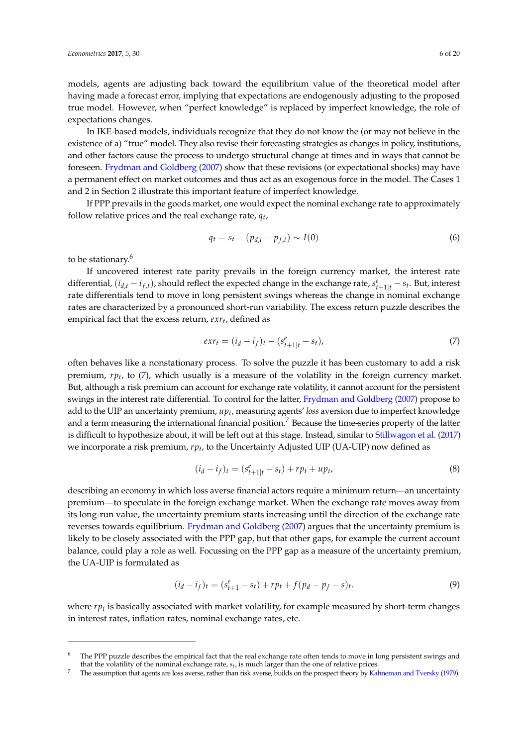models, agents are adjusting back toward the equilibrium value of the theoretical model after having made a forecast error, implying that expectations are endogenously adjusting to the proposed true model. However, when "perfect knowledge" is replaced by imperfect knowledge, the role of expectations changes.

In IKE-based models, individuals recognize that they do not know the (or may not believe in the existence of a) "true" model. They also revise their forecasting strategies at times as changes in policy, institutions, and other factors cause the process to undergo structural change at times and in ways that cannot be foreseen. Frydman and Goldberg (2007) show that these revisions (or expectational shocks) may have a permanent effect on market outcomes and thus act as an exogenous force in the model. The Cases 1 and 2 in Section 2 illustrate this important feature of imperfect knowledge.

If PPP prevails in the goods market, one would expect the nominal exchange rate to approximately follow relative prices and the real exchange rate, $q_t$,

$$q_t = s_t - (p_{d,t} - p_{f,t}) \sim I(0) \tag{6}$$

to be stationary.[6]

If uncovered interest rate parity prevails in the foreign currency market, the interest rate differential, $(i_{d,t} - i_{f,t})$, should reflect the expected change in the exchange rate, $s^e_{t+1|t} - s_t$. But, interest rate differentials tend to move in long persistent swings whereas the change in nominal exchange rates are characterized by a pronounced short-run variability. The excess return puzzle describes the empirical fact that the excess return, $exr_t$, defined as

$$exr_t = (i_d - i_f)_t - (s^e_{t+1|t} - s_t), \tag{7}$$

often behaves like a nonstationary process. To solve the puzzle it has been customary to add a risk premium, $rp_t$, to (7), which usually is a measure of the volatility in the foreign currency market. But, although a risk premium can account for exchange rate volatility, it cannot account for the persistent swings in the interest rate differential. To control for the latter, Frydman and Goldberg (2007) propose to add to the UIP an uncertainty premium, $up_t$, measuring agents' *loss* aversion due to imperfect knowledge and a term measuring the international financial position.[7] Because the time-series property of the latter is difficult to hypothesize about, it will be left out at this stage. Instead, similar to Stillwagon et al. (2017) we incorporate a risk premium, $rp_t$, to the Uncertainty Adjusted UIP (UA-UIP) now defined as

$$(i_d - i_f)_t = (s^e_{t+1|t} - s_t) + rp_t + up_t, \tag{8}$$

describing an economy in which loss averse financial actors require a minimum return—an uncertainty premium—to speculate in the foreign exchange market. When the exchange rate moves away from its long-run value, the uncertainty premium starts increasing until the direction of the exchange rate reverses towards equilibrium. Frydman and Goldberg (2007) argues that the uncertainty premium is likely to be closely associated with the PPP gap, but that other gaps, for example the current account balance, could play a role as well. Focussing on the PPP gap as a measure of the uncertainty premium, the UA-UIP is formulated as

$$(i_d - i_f)_t = (s^e_{t+1} - s_t) + rp_t + f(p_d - p_f - s)_t. \tag{9}$$

where $rp_t$ is basically associated with market volatility, for example measured by short-term changes in interest rates, inflation rates, nominal exchange rates, etc.

---

[6] The PPP puzzle describes the empirical fact that the real exchange rate often tends to move in long persistent swings and that the volatility of the nominal exchange rate, $s_t$, is much larger than the one of relative prices.

[7] The assumption that agents are loss averse, rather than risk averse, builds on the prospect theory by Kahneman and Tversky (1979).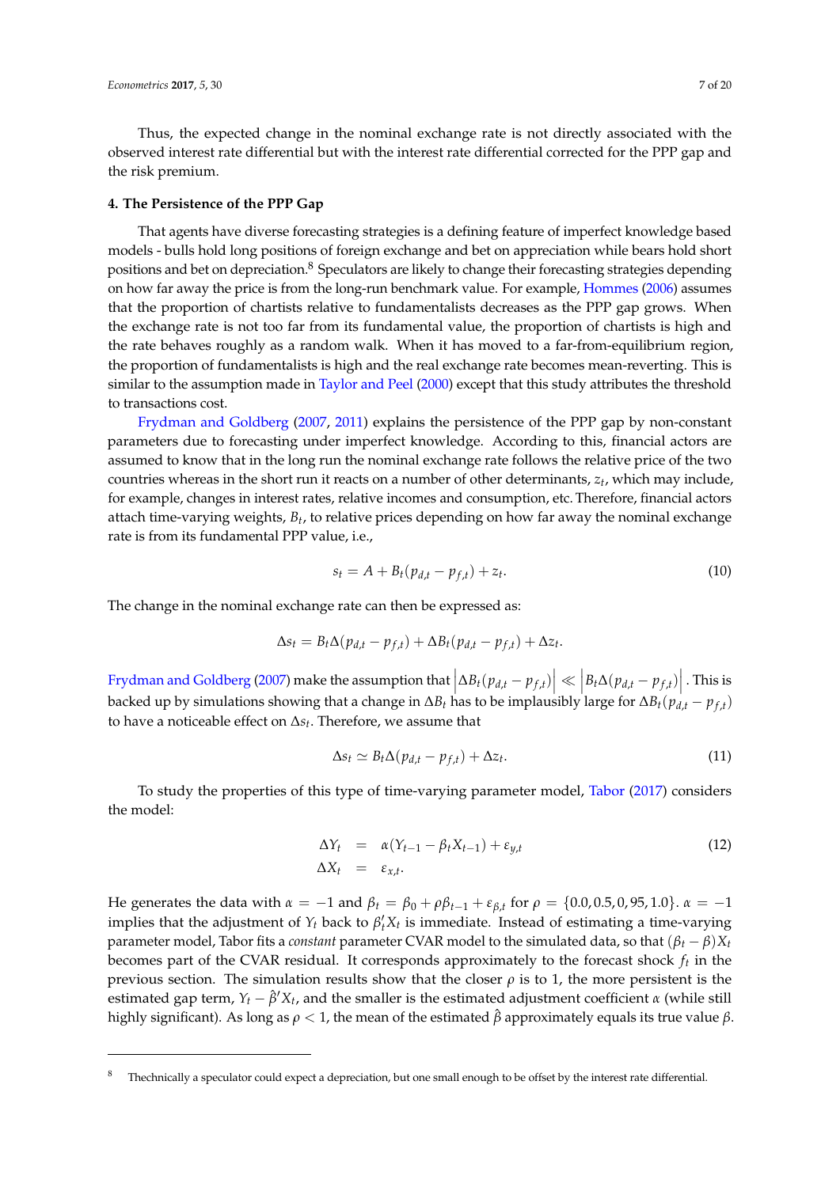Thus, the expected change in the nominal exchange rate is not directly associated with the observed interest rate differential but with the interest rate differential corrected for the PPP gap and the risk premium.

#### 4. The Persistence of the PPP Gap

That agents have diverse forecasting strategies is a defining feature of imperfect knowledge based models - bulls hold long positions of foreign exchange and bet on appreciation while bears hold short positions and bet on depreciation.[8] Speculators are likely to change their forecasting strategies depending on how far away the price is from the long-run benchmark value. For example, Hommes (2006) assumes that the proportion of chartists relative to fundamentalists decreases as the PPP gap grows. When the exchange rate is not too far from its fundamental value, the proportion of chartists is high and the rate behaves roughly as a random walk. When it has moved to a far-from-equilibrium region, the proportion of fundamentalists is high and the real exchange rate becomes mean-reverting. This is similar to the assumption made in Taylor and Peel (2000) except that this study attributes the threshold to transactions cost.

Frydman and Goldberg (2007, 2011) explains the persistence of the PPP gap by non-constant parameters due to forecasting under imperfect knowledge. According to this, financial actors are assumed to know that in the long run the nominal exchange rate follows the relative price of the two countries whereas in the short run it reacts on a number of other determinants, $z_t$, which may include, for example, changes in interest rates, relative incomes and consumption, etc. Therefore, financial actors attach time-varying weights, $B_t$, to relative prices depending on how far away the nominal exchange rate is from its fundamental PPP value, i.e.,

$$s_t = A + B_t(p_{d,t} - p_{f,t}) + z_t. \tag{10}$$

The change in the nominal exchange rate can then be expressed as:

$$\Delta s_t = B_t \Delta(p_{d,t} - p_{f,t}) + \Delta B_t(p_{d,t} - p_{f,t}) + \Delta z_t.$$

Frydman and Goldberg (2007) make the assumption that $\left|\Delta B_t(p_{d,t} - p_{f,t})\right| \ll \left|B_t \Delta(p_{d,t} - p_{f,t})\right|$. This is backed up by simulations showing that a change in $\Delta B_t$ has to be implausibly large for $\Delta B_t(p_{d,t} - p_{f,t})$ to have a noticeable effect on $\Delta s_t$. Therefore, we assume that

$$\Delta s_t \simeq B_t \Delta(p_{d,t} - p_{f,t}) + \Delta z_t. \tag{11}$$

To study the properties of this type of time-varying parameter model, Tabor (2017) considers the model:

$$\begin{aligned} \Delta Y_t &= \alpha(Y_{t-1} - \beta_t X_{t-1}) + \varepsilon_{y,t} \\ \Delta X_t &= \varepsilon_{x,t}. \end{aligned} \tag{12}$$

He generates the data with $\alpha = -1$ and $\beta_t = \beta_0 + \rho\beta_{t-1} + \varepsilon_{\beta,t}$ for $\rho = \{0.0, 0.5, 0, 95, 1.0\}$. $\alpha = -1$ implies that the adjustment of $Y_t$ back to $\beta_t' X_t$ is immediate. Instead of estimating a time-varying parameter model, Tabor fits a *constant* parameter CVAR model to the simulated data, so that $(\beta_t - \beta)X_t$ becomes part of the CVAR residual. It corresponds approximately to the forecast shock $f_t$ in the previous section. The simulation results show that the closer $\rho$ is to 1, the more persistent is the estimated gap term, $Y_t - \hat{\beta}' X_t$, and the smaller is the estimated adjustment coefficient $\alpha$ (while still highly significant). As long as $\rho < 1$, the mean of the estimated $\hat{\beta}$ approximately equals its true value $\beta$.

---

[8] Thechnically a speculator could expect a depreciation, but one small enough to be offset by the interest rate differential.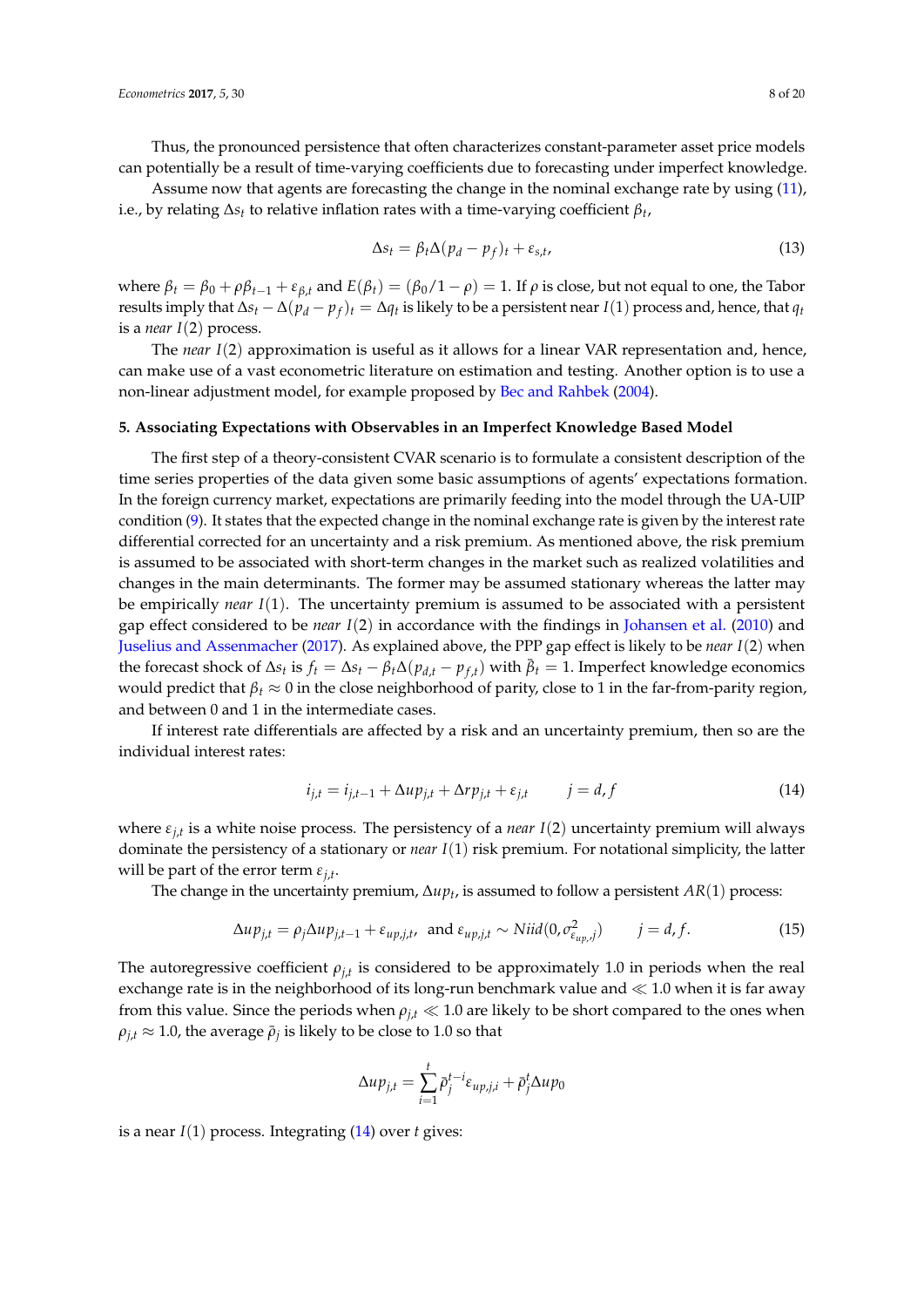Thus, the pronounced persistence that often characterizes constant-parameter asset price models can potentially be a result of time-varying coefficients due to forecasting under imperfect knowledge.

Assume now that agents are forecasting the change in the nominal exchange rate by using (11), i.e., by relating $\Delta s_t$ to relative inflation rates with a time-varying coefficient $\beta_t$,

$$\Delta s_t = \beta_t \Delta(p_d - p_f)_t + \varepsilon_{s,t}, \tag{13}$$

where $\beta_t = \beta_0 + \rho\beta_{t-1} + \varepsilon_{\beta,t}$ and $E(\beta_t) = (\beta_0/1-\rho) = 1$. If $\rho$ is close, but not equal to one, the Tabor results imply that $\Delta s_t - \Delta(p_d - p_f)_t = \Delta q_t$ is likely to be a persistent near $I(1)$ process and, hence, that $q_t$ is a *near* $I(2)$ process.

The *near* $I(2)$ approximation is useful as it allows for a linear VAR representation and, hence, can make use of a vast econometric literature on estimation and testing. Another option is to use a non-linear adjustment model, for example proposed by Bec and Rahbek (2004).

### 5. Associating Expectations with Observables in an Imperfect Knowledge Based Model

The first step of a theory-consistent CVAR scenario is to formulate a consistent description of the time series properties of the data given some basic assumptions of agents' expectations formation. In the foreign currency market, expectations are primarily feeding into the model through the UA-UIP condition (9). It states that the expected change in the nominal exchange rate is given by the interest rate differential corrected for an uncertainty and a risk premium. As mentioned above, the risk premium is assumed to be associated with short-term changes in the market such as realized volatilities and changes in the main determinants. The former may be assumed stationary whereas the latter may be empirically *near* $I(1)$. The uncertainty premium is assumed to be associated with a persistent gap effect considered to be *near* $I(2)$ in accordance with the findings in Johansen et al. (2010) and Juselius and Assenmacher (2017). As explained above, the PPP gap effect is likely to be *near* $I(2)$ when the forecast shock of $\Delta s_t$ is $f_t = \Delta s_t - \beta_t \Delta(p_{d,t} - p_{f,t})$ with $\bar{\beta}_t = 1$. Imperfect knowledge economics would predict that $\beta_t \approx 0$ in the close neighborhood of parity, close to 1 in the far-from-parity region, and between 0 and 1 in the intermediate cases.

If interest rate differentials are affected by a risk and an uncertainty premium, then so are the individual interest rates:

$$i_{j,t} = i_{j,t-1} + \Delta up_{j,t} + \Delta rp_{j,t} + \varepsilon_{j,t} \qquad j = d, f \tag{14}$$

where $\varepsilon_{j,t}$ is a white noise process. The persistency of a *near* $I(2)$ uncertainty premium will always dominate the persistency of a stationary or *near* $I(1)$ risk premium. For notational simplicity, the latter will be part of the error term $\varepsilon_{j,t}$.

The change in the uncertainty premium, $\Delta up_t$, is assumed to follow a persistent $AR(1)$ process:

$$\Delta up_{j,t} = \rho_j \Delta up_{j,t-1} + \varepsilon_{up,j,t}, \text{ and } \varepsilon_{up,j,t} \sim Niid(0, \sigma^2_{\varepsilon_{up,j}}) \qquad j = d, f. \tag{15}$$

The autoregressive coefficient $\rho_{j,t}$ is considered to be approximately 1.0 in periods when the real exchange rate is in the neighborhood of its long-run benchmark value and $\ll 1.0$ when it is far away from this value. Since the periods when $\rho_{j,t} \ll 1.0$ are likely to be short compared to the ones when $\rho_{j,t} \approx 1.0$, the average $\bar{\rho}_j$ is likely to be close to 1.0 so that

$$\Delta up_{j,t} = \sum_{i=1}^{t} \bar{\rho}_j^{t-i} \varepsilon_{up,j,i} + \bar{\rho}_j^t \Delta up_0$$

is a near $I(1)$ process. Integrating (14) over $t$ gives: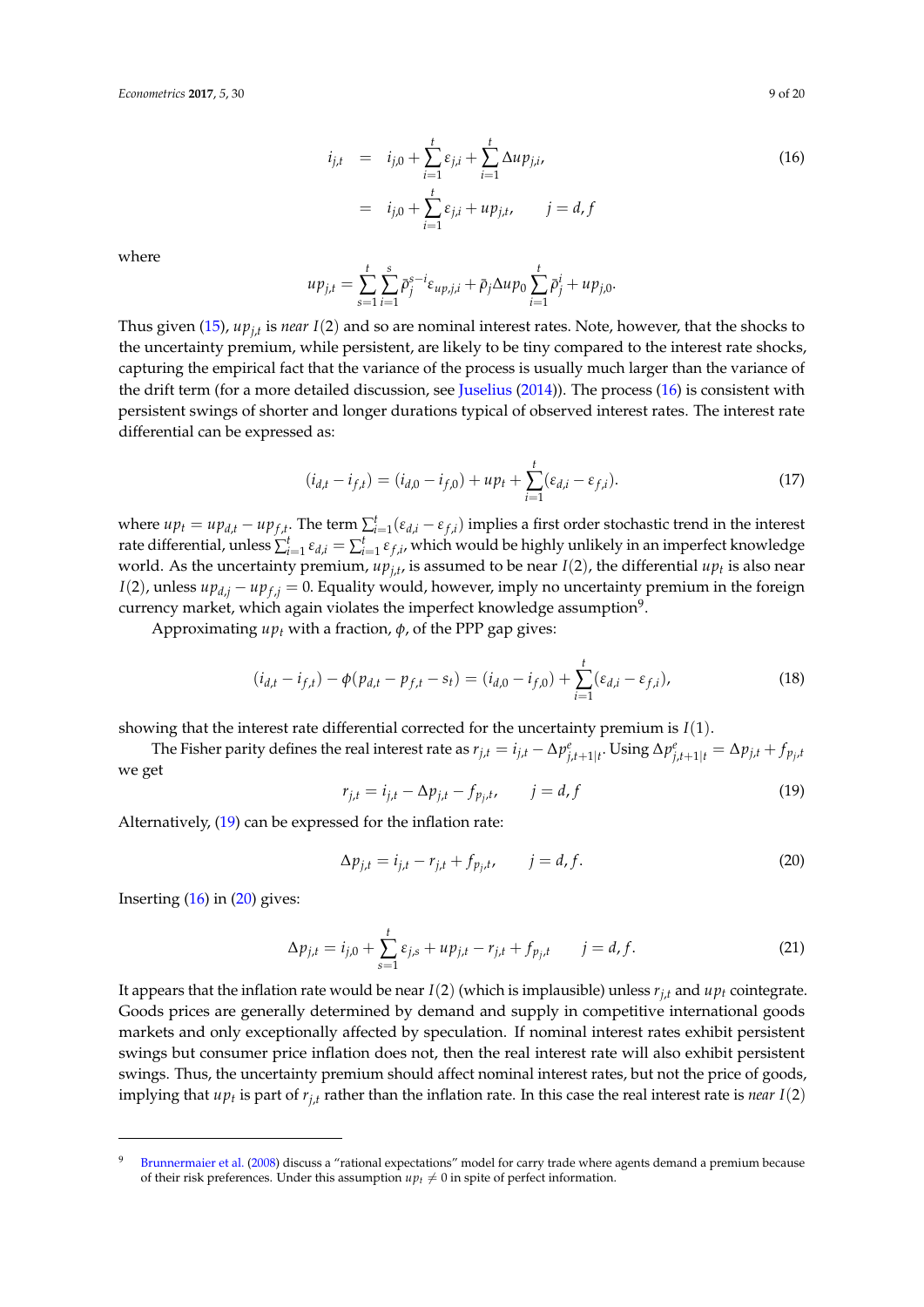$$
\begin{aligned}
i_{j,t} &= i_{j,0} + \sum_{i=1}^{t} \varepsilon_{j,i} + \sum_{i=1}^{t} \Delta up_{j,i}, \\
&= i_{j,0} + \sum_{i=1}^{t} \varepsilon_{j,i} + up_{j,t}, \qquad j = d, f
\end{aligned}
\tag{16}
$$

where

$$
up_{j,t} = \sum_{s=1}^{t} \sum_{i=1}^{s} \bar{\rho}_j^{s-i} \varepsilon_{up,j,i} + \bar{\rho}_j \Delta up_0 \sum_{i=1}^{t} \bar{\rho}_j^{i} + up_{j,0}.
$$

Thus given (15), $up_{j,t}$ is *near* $I(2)$ and so are nominal interest rates. Note, however, that the shocks to the uncertainty premium, while persistent, are likely to be tiny compared to the interest rate shocks, capturing the empirical fact that the variance of the process is usually much larger than the variance of the drift term (for a more detailed discussion, see Juselius (2014)). The process (16) is consistent with persistent swings of shorter and longer durations typical of observed interest rates. The interest rate differential can be expressed as:

$$
(i_{d,t} - i_{f,t}) = (i_{d,0} - i_{f,0}) + up_t + \sum_{i=1}^{t} (\varepsilon_{d,i} - \varepsilon_{f,i}). \tag{17}
$$

where $up_t = up_{d,t} - up_{f,t}$. The term $\sum_{i=1}^{t} (\varepsilon_{d,i} - \varepsilon_{f,i})$ implies a first order stochastic trend in the interest rate differential, unless $\sum_{i=1}^{t} \varepsilon_{d,i} = \sum_{i=1}^{t} \varepsilon_{f,i}$, which would be highly unlikely in an imperfect knowledge world. As the uncertainty premium, $up_{j,t}$, is assumed to be near $I(2)$, the differential $up_t$ is also near $I(2)$, unless $up_{d,j} - up_{f,j} = 0$. Equality would, however, imply no uncertainty premium in the foreign currency market, which again violates the imperfect knowledge assumption[9].

Approximating $up_t$ with a fraction, $\phi$, of the PPP gap gives:

$$
(i_{d,t} - i_{f,t}) - \phi(p_{d,t} - p_{f,t} - s_t) = (i_{d,0} - i_{f,0}) + \sum_{i=1}^{t} (\varepsilon_{d,i} - \varepsilon_{f,i}), \tag{18}
$$

showing that the interest rate differential corrected for the uncertainty premium is $I(1)$.

The Fisher parity defines the real interest rate as $r_{j,t} = i_{j,t} - \Delta p^e_{j,t+1|t}$. Using $\Delta p^e_{j,t+1|t} = \Delta p_{j,t} + f_{p_j,t}$ we get

$$
r_{j,t} = i_{j,t} - \Delta p_{j,t} - f_{p_j,t}, \qquad j = d, f \tag{19}
$$

Alternatively, (19) can be expressed for the inflation rate:

$$
\Delta p_{j,t} = i_{j,t} - r_{j,t} + f_{p_j,t}, \qquad j = d, f. \tag{20}
$$

Inserting (16) in (20) gives:

$$
\Delta p_{j,t} = i_{j,0} + \sum_{s=1}^{t} \varepsilon_{j,s} + up_{j,t} - r_{j,t} + f_{p_j,t} \qquad j = d, f. \tag{21}
$$

It appears that the inflation rate would be near $I(2)$ (which is implausible) unless $r_{j,t}$ and $up_t$ cointegrate. Goods prices are generally determined by demand and supply in competitive international goods markets and only exceptionally affected by speculation. If nominal interest rates exhibit persistent swings but consumer price inflation does not, then the real interest rate will also exhibit persistent swings. Thus, the uncertainty premium should affect nominal interest rates, but not the price of goods, implying that $up_t$ is part of $r_{j,t}$ rather than the inflation rate. In this case the real interest rate is *near* $I(2)$

---

[9] Brunnermaier et al. (2008) discuss a "rational expectations" model for carry trade where agents demand a premium because of their risk preferences. Under this assumption $up_t \neq 0$ in spite of perfect information.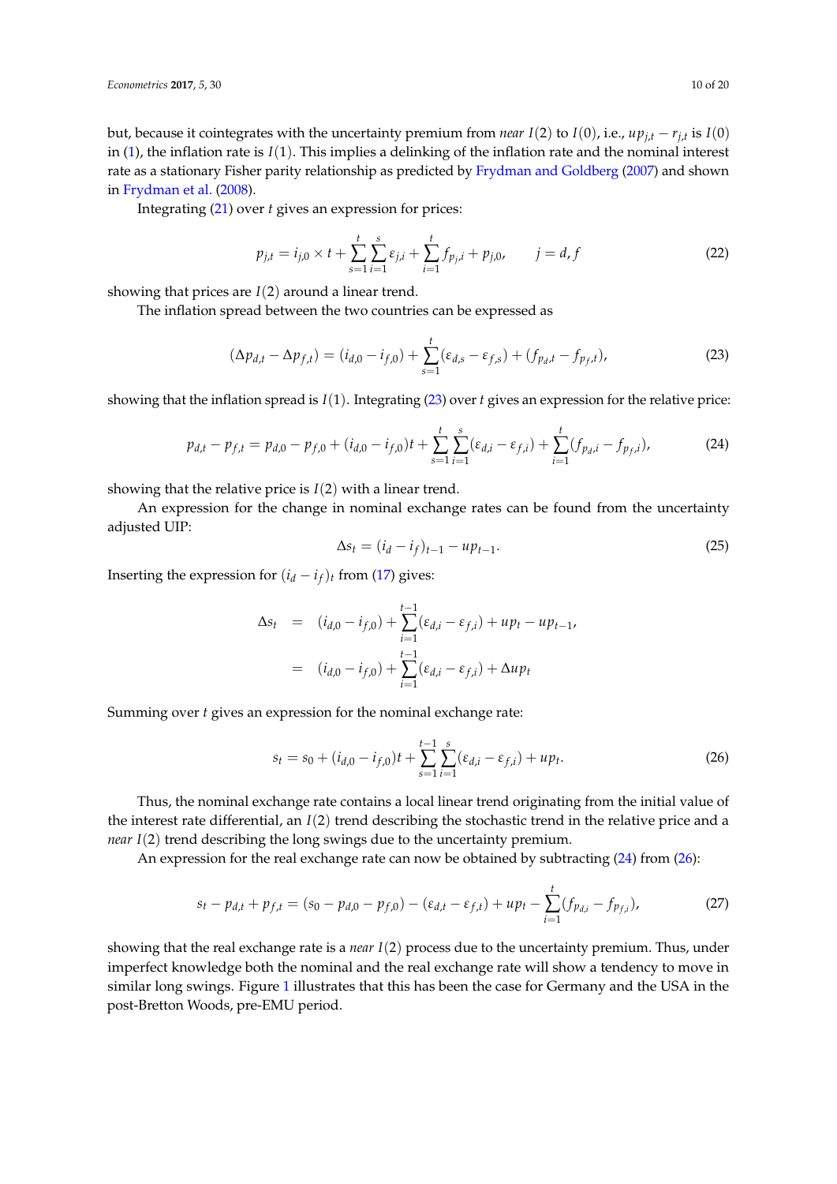but, because it cointegrates with the uncertainty premium from *near* $I(2)$ to $I(0)$, i.e., $up_{j,t} - r_{j,t}$ is $I(0)$ in (1), the inflation rate is $I(1)$. This implies a delinking of the inflation rate and the nominal interest rate as a stationary Fisher parity relationship as predicted by Frydman and Goldberg (2007) and shown in Frydman et al. (2008).

Integrating (21) over $t$ gives an expression for prices:

$$p_{j,t} = i_{j,0} \times t + \sum_{s=1}^{t}\sum_{i=1}^{s} \varepsilon_{j,i} + \sum_{i=1}^{t} f_{p_j,i} + p_{j,0}, \qquad j = d, f \tag{22}$$

showing that prices are $I(2)$ around a linear trend.

The inflation spread between the two countries can be expressed as

$$(\Delta p_{d,t} - \Delta p_{f,t}) = (i_{d,0} - i_{f,0}) + \sum_{s=1}^{t} (\varepsilon_{d,s} - \varepsilon_{f,s}) + (f_{p_d t} - f_{p_f,t}), \tag{23}$$

showing that the inflation spread is $I(1)$. Integrating (23) over $t$ gives an expression for the relative price:

$$p_{d,t} - p_{f,t} = p_{d,0} - p_{f,0} + (i_{d,0} - i_{f,0})t + \sum_{s=1}^{t}\sum_{i=1}^{s} (\varepsilon_{d,i} - \varepsilon_{f,i}) + \sum_{i=1}^{t} (f_{p_d,i} - f_{p_f,i}), \tag{24}$$

showing that the relative price is $I(2)$ with a linear trend.

An expression for the change in nominal exchange rates can be found from the uncertainty adjusted UIP:

$$\Delta s_t = (i_d - i_f)_{t-1} - up_{t-1}. \tag{25}$$

Inserting the expression for $(i_d - i_f)_t$ from (17) gives:

$$\begin{aligned}
\Delta s_t &= (i_{d,0} - i_{f,0}) + \sum_{i=1}^{t-1} (\varepsilon_{d,i} - \varepsilon_{f,i}) + up_t - up_{t-1}, \\
&= (i_{d,0} - i_{f,0}) + \sum_{i=1}^{t-1} (\varepsilon_{d,i} - \varepsilon_{f,i}) + \Delta up_t
\end{aligned}$$

Summing over $t$ gives an expression for the nominal exchange rate:

$$s_t = s_0 + (i_{d,0} - i_{f,0})t + \sum_{s=1}^{t-1}\sum_{i=1}^{s} (\varepsilon_{d,i} - \varepsilon_{f,i}) + up_t. \tag{26}$$

Thus, the nominal exchange rate contains a local linear trend originating from the initial value of the interest rate differential, an $I(2)$ trend describing the stochastic trend in the relative price and a *near* $I(2)$ trend describing the long swings due to the uncertainty premium.

An expression for the real exchange rate can now be obtained by subtracting (24) from (26):

$$s_t - p_{d,t} + p_{f,t} = (s_0 - p_{d,0} - p_{f,0}) - (\varepsilon_{d,t} - \varepsilon_{f,t}) + up_t - \sum_{i=1}^{t} (f_{p_{d,i}} - f_{p_{f,i}}), \tag{27}$$

showing that the real exchange rate is a *near* $I(2)$ process due to the uncertainty premium. Thus, under imperfect knowledge both the nominal and the real exchange rate will show a tendency to move in similar long swings. Figure 1 illustrates that this has been the case for Germany and the USA in the post-Bretton Woods, pre-EMU period.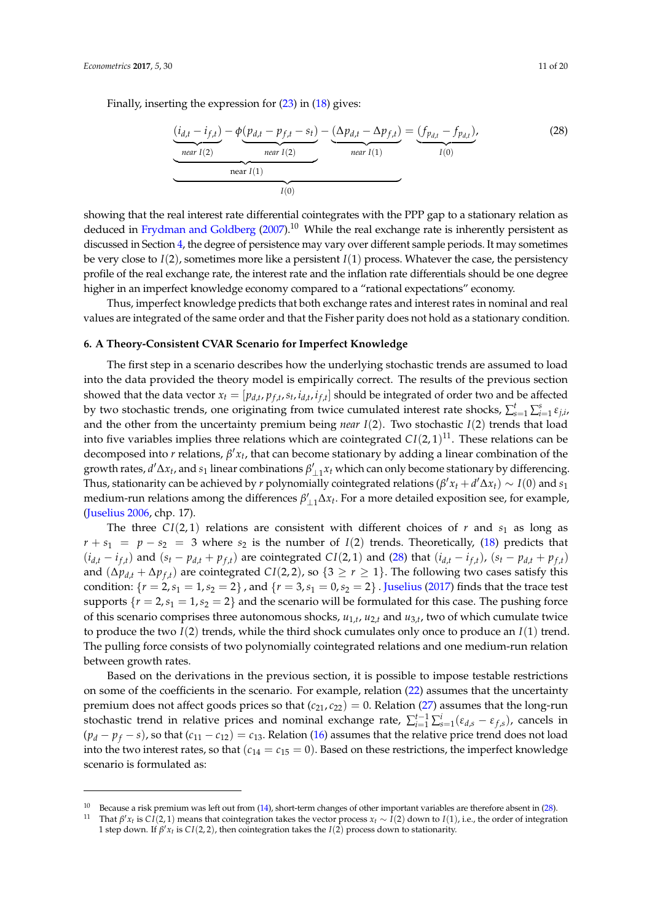Finally, inserting the expression for (23) in (18) gives:

$$\underbrace{\underbrace{\underbrace{(i_{d,t}-i_{f,t})}_{near\ I(2)} - \phi\underbrace{(p_{d,t}-p_{f,t}-s_t)}_{near\ I(2)}}_{\text{near } I(1)} - \underbrace{(\Delta p_{d,t}-\Delta p_{f,t})}_{near\ I(1)}}_{I(0)} = \underbrace{(f_{p_{d,t}}-f_{p_{d,t}})}_{I(0)}, \tag{28}$$

showing that the real interest rate differential cointegrates with the PPP gap to a stationary relation as deduced in Frydman and Goldberg (2007).[10] While the real exchange rate is inherently persistent as discussed in Section 4, the degree of persistence may vary over different sample periods. It may sometimes be very close to $I(2)$, sometimes more like a persistent $I(1)$ process. Whatever the case, the persistency profile of the real exchange rate, the interest rate and the inflation rate differentials should be one degree higher in an imperfect knowledge economy compared to a "rational expectations" economy.

Thus, imperfect knowledge predicts that both exchange rates and interest rates in nominal and real values are integrated of the same order and that the Fisher parity does not hold as a stationary condition.

## 6. A Theory-Consistent CVAR Scenario for Imperfect Knowledge

The first step in a scenario describes how the underlying stochastic trends are assumed to load into the data provided the theory model is empirically correct. The results of the previous section showed that the data vector $x_t = [p_{d,t}, p_{f,t}, s_t, i_{d,t}, i_{f,t}]$ should be integrated of order two and be affected by two stochastic trends, one originating from twice cumulated interest rate shocks, $\sum_{s=1}^{t}\sum_{i=1}^{s}\varepsilon_{j,i}$, and the other from the uncertainty premium being *near* $I(2)$. Two stochastic $I(2)$ trends that load into five variables implies three relations which are cointegrated $CI(2,1)$[11]. These relations can be decomposed into $r$ relations, $\beta' x_t$, that can become stationary by adding a linear combination of the growth rates, $d'\Delta x_t$, and $s_1$ linear combinations $\beta'_{\perp 1} x_t$ which can only become stationary by differencing. Thus, stationarity can be achieved by $r$ polynomially cointegrated relations ($\beta' x_t + d'\Delta x_t) \sim I(0)$ and $s_1$ medium-run relations among the differences $\beta'_{\perp 1}\Delta x_t$. For a more detailed exposition see, for example, (Juselius 2006, chp. 17).

The three $CI(2,1)$ relations are consistent with different choices of $r$ and $s_1$ as long as $r + s_1 = p - s_2 = 3$ where $s_2$ is the number of $I(2)$ trends. Theoretically, (18) predicts that $(i_{d,t} - i_{f,t})$ and $(s_t - p_{d,t} + p_{f,t})$ are cointegrated $CI(2,1)$ and (28) that $(i_{d,t} - i_{f,t})$, $(s_t - p_{d,t} + p_{f,t})$ and $(\Delta p_{d,t} + \Delta p_{f,t})$ are cointegrated $CI(2,2)$, so $\{3 \geq r \geq 1\}$. The following two cases satisfy this condition: $\{r = 2, s_1 = 1, s_2 = 2\}$, and $\{r = 3, s_1 = 0, s_2 = 2\}$. Juselius (2017) finds that the trace test supports $\{r = 2, s_1 = 1, s_2 = 2\}$ and the scenario will be formulated for this case. The pushing force of this scenario comprises three autonomous shocks, $u_{1,t}$, $u_{2,t}$ and $u_{3,t}$, two of which cumulate twice to produce the two $I(2)$ trends, while the third shock cumulates only once to produce an $I(1)$ trend. The pulling force consists of two polynomially cointegrated relations and one medium-run relation between growth rates.

Based on the derivations in the previous section, it is possible to impose testable restrictions on some of the coefficients in the scenario. For example, relation (22) assumes that the uncertainty premium does not affect goods prices so that $(c_{21}, c_{22}) = 0$. Relation (27) assumes that the long-run stochastic trend in relative prices and nominal exchange rate, $\sum_{i=1}^{t-1}\sum_{s=1}^{i}(\varepsilon_{d,s} - \varepsilon_{f,s})$, cancels in $(p_d - p_f - s)$, so that $(c_{11} - c_{12}) = c_{13}$. Relation (16) assumes that the relative price trend does not load into the two interest rates, so that $(c_{14} = c_{15} = 0)$. Based on these restrictions, the imperfect knowledge scenario is formulated as:

---

[10] Because a risk premium was left out from (14), short-term changes of other important variables are therefore absent in (28).

[11] That $\beta' x_t$ is $CI(2,1)$ means that cointegration takes the vector process $x_t \sim I(2)$ down to $I(1)$, i.e., the order of integration 1 step down. If $\beta' x_t$ is $CI(2,2)$, then cointegration takes the $I(2)$ process down to stationarity.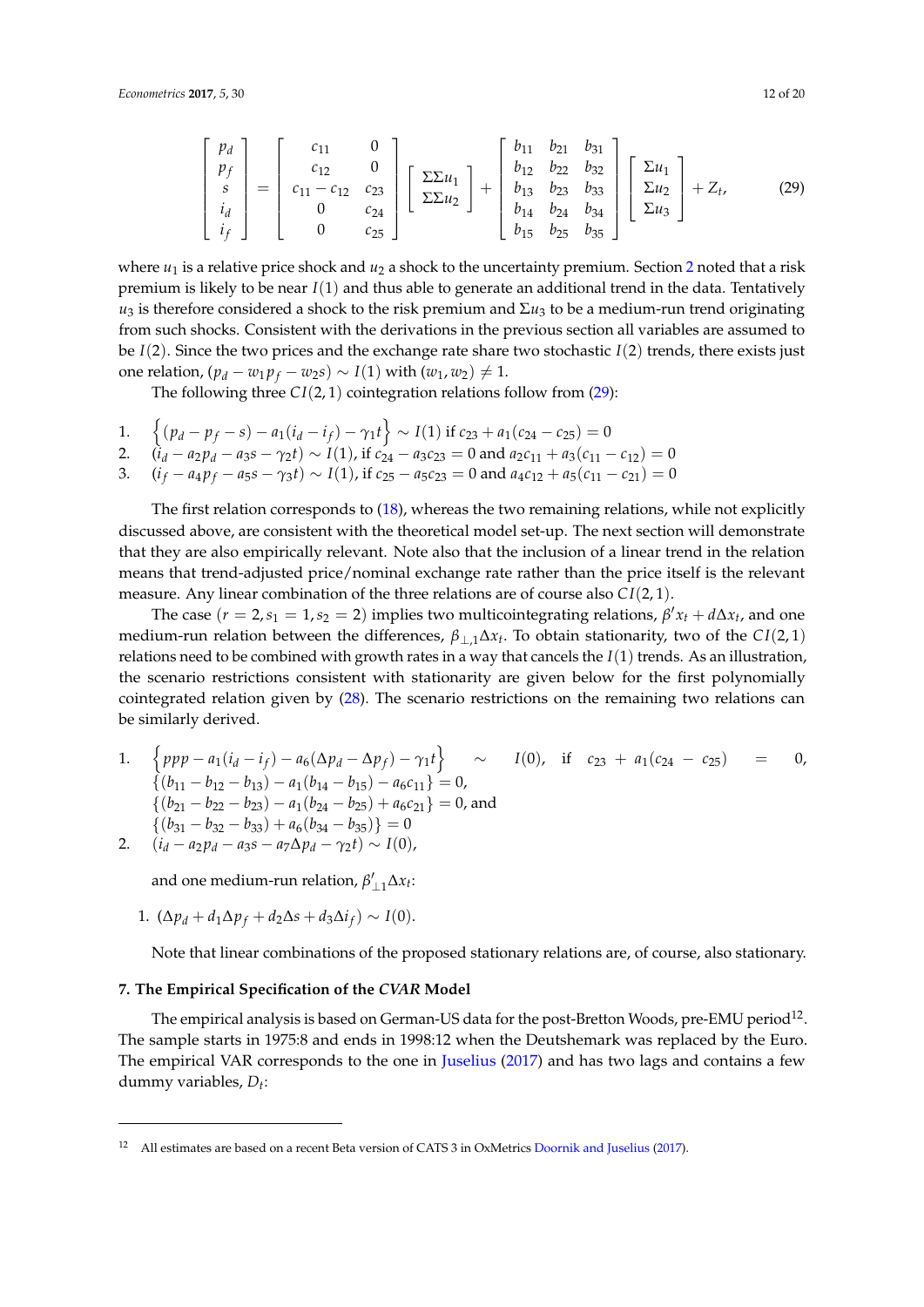$$
\begin{bmatrix} p_d \\ p_f \\ s \\ i_d \\ i_f \end{bmatrix} = \begin{bmatrix} c_{11} & 0 \\ c_{12} & 0 \\ c_{11}-c_{12} & c_{23} \\ 0 & c_{24} \\ 0 & c_{25} \end{bmatrix} \begin{bmatrix} \Sigma\Sigma u_1 \\ \Sigma\Sigma u_2 \end{bmatrix} + \begin{bmatrix} b_{11} & b_{21} & b_{31} \\ b_{12} & b_{22} & b_{32} \\ b_{13} & b_{23} & b_{33} \\ b_{14} & b_{24} & b_{34} \\ b_{15} & b_{25} & b_{35} \end{bmatrix} \begin{bmatrix} \Sigma u_1 \\ \Sigma u_2 \\ \Sigma u_3 \end{bmatrix} + Z_t, \tag{29}
$$

where $u_1$ is a relative price shock and $u_2$ a shock to the uncertainty premium. Section 2 noted that a risk premium is likely to be near $I(1)$ and thus able to generate an additional trend in the data. Tentatively $u_3$ is therefore considered a shock to the risk premium and $\Sigma u_3$ to be a medium-run trend originating from such shocks. Consistent with the derivations in the previous section all variables are assumed to be $I(2)$. Since the two prices and the exchange rate share two stochastic $I(2)$ trends, there exists just one relation, $(p_d - w_1 p_f - w_2 s) \sim I(1)$ with $(w_1, w_2) \neq 1$.

The following three $CI(2,1)$ cointegration relations follow from (29):

1. $\left\{(p_d - p_f - s) - a_1(i_d - i_f) - \gamma_1 t\right\} \sim I(1)$ if $c_{23} + a_1(c_{24} - c_{25}) = 0$
2. $(i_d - a_2 p_d - a_3 s - \gamma_2 t) \sim I(1)$, if $c_{24} - a_3 c_{23} = 0$ and $a_2 c_{11} + a_3(c_{11} - c_{12}) = 0$
3. $(i_f - a_4 p_f - a_5 s - \gamma_3 t) \sim I(1)$, if $c_{25} - a_5 c_{23} = 0$ and $a_4 c_{12} + a_5(c_{11} - c_{21}) = 0$

The first relation corresponds to (18), whereas the two remaining relations, while not explicitly discussed above, are consistent with the theoretical model set-up. The next section will demonstrate that they are also empirically relevant. Note also that the inclusion of a linear trend in the relation means that trend-adjusted price/nominal exchange rate rather than the price itself is the relevant measure. Any linear combination of the three relations are of course also $CI(2,1)$.

The case $(r = 2, s_1 = 1, s_2 = 2)$ implies two multicointegrating relations, $\beta' x_t + d\Delta x_t$, and one medium-run relation between the differences, $\beta_{\perp,1}\Delta x_t$. To obtain stationarity, two of the $CI(2,1)$ relations need to be combined with growth rates in a way that cancels the $I(1)$ trends. As an illustration, the scenario restrictions consistent with stationarity are given below for the first polynomially cointegrated relation given by (28). The scenario restrictions on the remaining two relations can be similarly derived.

1. $\left\{ppp - a_1(i_d - i_f) - a_6(\Delta p_d - \Delta p_f) - \gamma_1 t\right\} \sim I(0)$, if $c_{23} + a_1(c_{24} - c_{25}) = 0$,
   $\{(b_{11} - b_{12} - b_{13}) - a_1(b_{14} - b_{15}) - a_6 c_{11}\} = 0$,
   $\{(b_{21} - b_{22} - b_{23}) - a_1(b_{24} - b_{25}) + a_6 c_{21}\} = 0$, and
   $\{(b_{31} - b_{32} - b_{33}) + a_6(b_{34} - b_{35})\} = 0$
2. $(i_d - a_2 p_d - a_3 s - a_7 \Delta p_d - \gamma_2 t) \sim I(0)$,

   and one medium-run relation, $\beta'_{\perp 1}\Delta x_t$:

   1. $(\Delta p_d + d_1 \Delta p_f + d_2 \Delta s + d_3 \Delta i_f) \sim I(0)$.

   Note that linear combinations of the proposed stationary relations are, of course, also stationary.

## 7. The Empirical Specification of the *CVAR* Model

The empirical analysis is based on German-US data for the post-Bretton Woods, pre-EMU period[12]. The sample starts in 1975:8 and ends in 1998:12 when the Deutshemark was replaced by the Euro. The empirical VAR corresponds to the one in Juselius (2017) and has two lags and contains a few dummy variables, $D_t$:

[12] All estimates are based on a recent Beta version of CATS 3 in OxMetrics Doornik and Juselius (2017).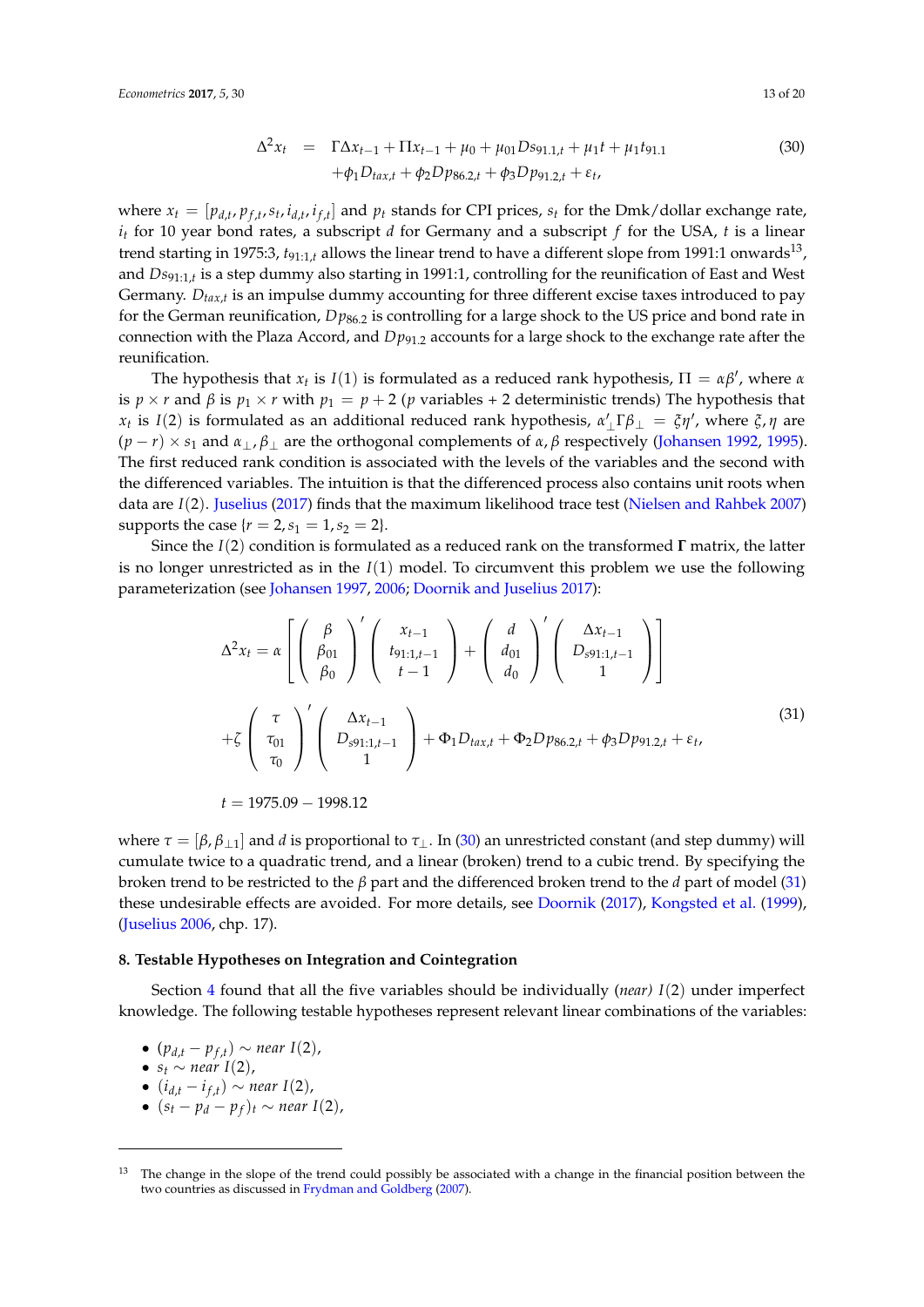$$
\begin{aligned}
\Delta^2 x_t \quad = \quad & \Gamma \Delta x_{t-1} + \Pi x_{t-1} + \mu_0 + \mu_{01} Ds_{91.1,t} + \mu_1 t + \mu_1 t_{91.1} \\
& + \phi_1 D_{tax,t} + \phi_2 Dp_{86.2,t} + \phi_3 Dp_{91.2,t} + \varepsilon_t,
\end{aligned} \tag{30}
$$

where $x_t = [p_{d,t}, p_{f,t}, s_t, i_{d,t}, i_{f,t}]$ and $p_t$ stands for CPI prices, $s_t$ for the Dmk/dollar exchange rate, $i_t$ for 10 year bond rates, a subscript $d$ for Germany and a subscript $f$ for the USA, $t$ is a linear trend starting in 1975:3, $t_{91:1,t}$ allows the linear trend to have a different slope from 1991:1 onwards[13], and $Ds_{91:1,t}$ is a step dummy also starting in 1991:1, controlling for the reunification of East and West Germany. $D_{tax,t}$ is an impulse dummy accounting for three different excise taxes introduced to pay for the German reunification, $Dp_{86.2}$ is controlling for a large shock to the US price and bond rate in connection with the Plaza Accord, and $Dp_{91.2}$ accounts for a large shock to the exchange rate after the reunification.

The hypothesis that $x_t$ is $I(1)$ is formulated as a reduced rank hypothesis, $\Pi = \alpha\beta'$, where $\alpha$ is $p \times r$ and $\beta$ is $p_1 \times r$ with $p_1 = p + 2$ ($p$ variables + 2 deterministic trends) The hypothesis that $x_t$ is $I(2)$ is formulated as an additional reduced rank hypothesis, $\alpha'_{\perp}\Gamma\beta_{\perp} = \xi\eta'$, where $\xi, \eta$ are $(p-r) \times s_1$ and $\alpha_{\perp}, \beta_{\perp}$ are the orthogonal complements of $\alpha, \beta$ respectively (Johansen 1992, 1995). The first reduced rank condition is associated with the levels of the variables and the second with the differenced variables. The intuition is that the differenced process also contains unit roots when data are $I(2)$. Juselius (2017) finds that the maximum likelihood trace test (Nielsen and Rahbek 2007) supports the case $\{r = 2, s_1 = 1, s_2 = 2\}$.

Since the $I(2)$ condition is formulated as a reduced rank on the transformed $\mathbf{\Gamma}$ matrix, the latter is no longer unrestricted as in the $I(1)$ model. To circumvent this problem we use the following parameterization (see Johansen 1997, 2006; Doornik and Juselius 2017):

$$
\begin{aligned}
\Delta^2 x_t = & \ \alpha \left[ \begin{pmatrix} \beta \\ \beta_{01} \\ \beta_0 \end{pmatrix}' \begin{pmatrix} x_{t-1} \\ t_{91:1,t-1} \\ t-1 \end{pmatrix} + \begin{pmatrix} d \\ d_{01} \\ d_0 \end{pmatrix}' \begin{pmatrix} \Delta x_{t-1} \\ D_{s91:1,t-1} \\ 1 \end{pmatrix} \right] \\
& + \zeta \begin{pmatrix} \tau \\ \tau_{01} \\ \tau_0 \end{pmatrix}' \begin{pmatrix} \Delta x_{t-1} \\ D_{s91:1,t-1} \\ 1 \end{pmatrix} + \Phi_1 D_{tax,t} + \Phi_2 Dp_{86.2,t} + \phi_3 Dp_{91.2,t} + \varepsilon_t, \\
& t = 1975.09 - 1998.12
\end{aligned} \tag{31}
$$

where $\tau = [\beta, \beta_{\perp 1}]$ and $d$ is proportional to $\tau_{\perp}$. In (30) an unrestricted constant (and step dummy) will cumulate twice to a quadratic trend, and a linear (broken) trend to a cubic trend. By specifying the broken trend to be restricted to the $\beta$ part and the differenced broken trend to the $d$ part of model (31) these undesirable effects are avoided. For more details, see Doornik (2017), Kongsted et al. (1999), (Juselius 2006, chp. 17).

## 8. Testable Hypotheses on Integration and Cointegration

Section 4 found that all the five variables should be individually (*near*) $I(2)$ under imperfect knowledge. The following testable hypotheses represent relevant linear combinations of the variables:

- $(p_{d,t} - p_{f,t}) \sim$ *near* $I(2)$,
- $s_t \sim$ *near* $I(2)$,
- $(i_{d,t} - i_{f,t}) \sim$ *near* $I(2)$,
- $(s_t - p_d - p_f)_t \sim$ *near* $I(2)$,

[13] The change in the slope of the trend could possibly be associated with a change in the financial position between the two countries as discussed in Frydman and Goldberg (2007).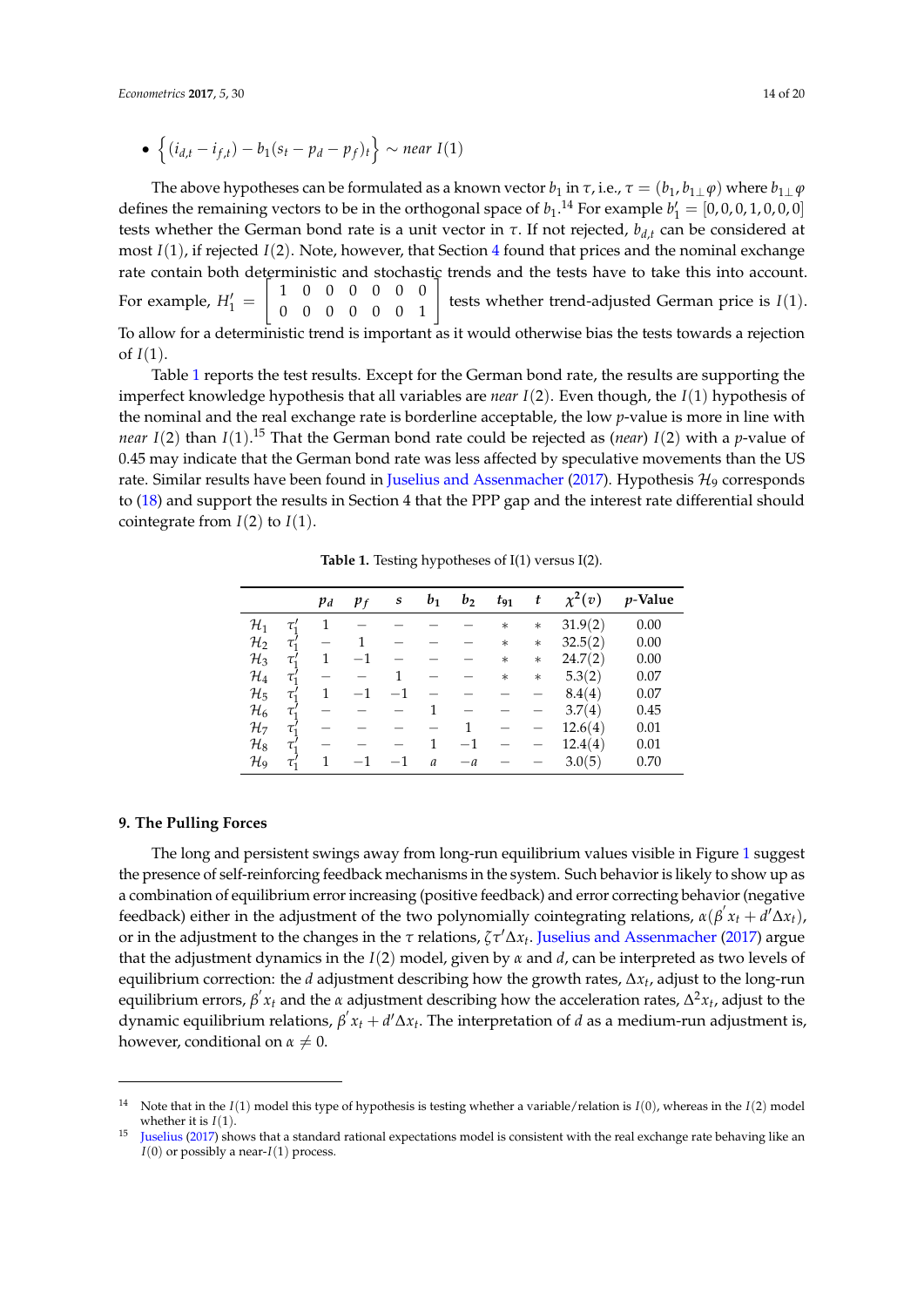- $\left\{(i_{d,t} - i_{f,t}) - b_1(s_t - p_d - p_f)_t\right\} \sim near\ I(1)$

The above hypotheses can be formulated as a known vector $b_1$ in $\tau$, i.e., $\tau = (b_1, b_{1\perp}\varphi)$ where $b_{1\perp}\varphi$ defines the remaining vectors to be in the orthogonal space of $b_1$.[14] For example $b_1' = [0, 0, 0, 1, 0, 0, 0]$ tests whether the German bond rate is a unit vector in $\tau$. If not rejected, $b_{d,t}$ can be considered at most $I(1)$, if rejected $I(2)$. Note, however, that Section 4 found that prices and the nominal exchange rate contain both deterministic and stochastic trends and the tests have to take this into account. For example, $H_1' = \begin{bmatrix} 1 & 0 & 0 & 0 & 0 & 0 & 0 \\ 0 & 0 & 0 & 0 & 0 & 0 & 1 \end{bmatrix}$ tests whether trend-adjusted German price is $I(1)$. To allow for a deterministic trend is important as it would otherwise bias the tests towards a rejection of $I(1)$.

Table 1 reports the test results. Except for the German bond rate, the results are supporting the imperfect knowledge hypothesis that all variables are *near* $I(2)$. Even though, the $I(1)$ hypothesis of the nominal and the real exchange rate is borderline acceptable, the low $p$-value is more in line with *near* $I(2)$ than $I(1)$.[15] That the German bond rate could be rejected as (*near*) $I(2)$ with a $p$-value of 0.45 may indicate that the German bond rate was less affected by speculative movements than the US rate. Similar results have been found in Juselius and Assenmacher (2017). Hypothesis $\mathcal{H}_9$ corresponds to (18) and support the results in Section 4 that the PPP gap and the interest rate differential should cointegrate from $I(2)$ to $I(1)$.

**Table 1.** Testing hypotheses of I(1) versus I(2).

| | | $p_d$ | $p_f$ | $s$ | $b_1$ | $b_2$ | $t_{91}$ | $t$ | $\chi^2(v)$ | $p$-Value |
|---|---|---|---|---|---|---|---|---|---|---|
| $\mathcal{H}_1$ | $\tau_1'$ | 1 | − | − | − | − | $*$ | $*$ | 31.9(2) | 0.00 |
| $\mathcal{H}_2$ | $\tau_1'$ | − | 1 | − | − | − | $*$ | $*$ | 32.5(2) | 0.00 |
| $\mathcal{H}_3$ | $\tau_1'$ | 1 | −1 | − | − | − | $*$ | $*$ | 24.7(2) | 0.00 |
| $\mathcal{H}_4$ | $\tau_1'$ | − | − | 1 | − | − | $*$ | $*$ | 5.3(2) | 0.07 |
| $\mathcal{H}_5$ | $\tau_1'$ | 1 | −1 | −1 | − | − | − | − | 8.4(4) | 0.07 |
| $\mathcal{H}_6$ | $\tau_1'$ | − | − | − | 1 | − | − | − | 3.7(4) | 0.45 |
| $\mathcal{H}_7$ | $\tau_1'$ | − | − | − | − | 1 | − | − | 12.6(4) | 0.01 |
| $\mathcal{H}_8$ | $\tau_1'$ | − | − | − | 1 | −1 | − | − | 12.4(4) | 0.01 |
| $\mathcal{H}_9$ | $\tau_1'$ | 1 | −1 | −1 | $a$ | $-a$ | − | − | 3.0(5) | 0.70 |

## 9. The Pulling Forces

The long and persistent swings away from long-run equilibrium values visible in Figure 1 suggest the presence of self-reinforcing feedback mechanisms in the system. Such behavior is likely to show up as a combination of equilibrium error increasing (positive feedback) and error correcting behavior (negative feedback) either in the adjustment of the two polynomially cointegrating relations, $\alpha(\beta' x_t + d'\Delta x_t)$, or in the adjustment to the changes in the $\tau$ relations, $\zeta\tau'\Delta x_t$. Juselius and Assenmacher (2017) argue that the adjustment dynamics in the $I(2)$ model, given by $\alpha$ and $d$, can be interpreted as two levels of equilibrium correction: the $d$ adjustment describing how the growth rates, $\Delta x_t$, adjust to the long-run equilibrium errors, $\beta' x_t$ and the $\alpha$ adjustment describing how the acceleration rates, $\Delta^2 x_t$, adjust to the dynamic equilibrium relations, $\beta' x_t + d'\Delta x_t$. The interpretation of $d$ as a medium-run adjustment is, however, conditional on $\alpha \neq 0$.

---

[14] Note that in the $I(1)$ model this type of hypothesis is testing whether a variable/relation is $I(0)$, whereas in the $I(2)$ model whether it is $I(1)$.

[15] Juselius (2017) shows that a standard rational expectations model is consistent with the real exchange rate behaving like an $I(0)$ or possibly a near-$I(1)$ process.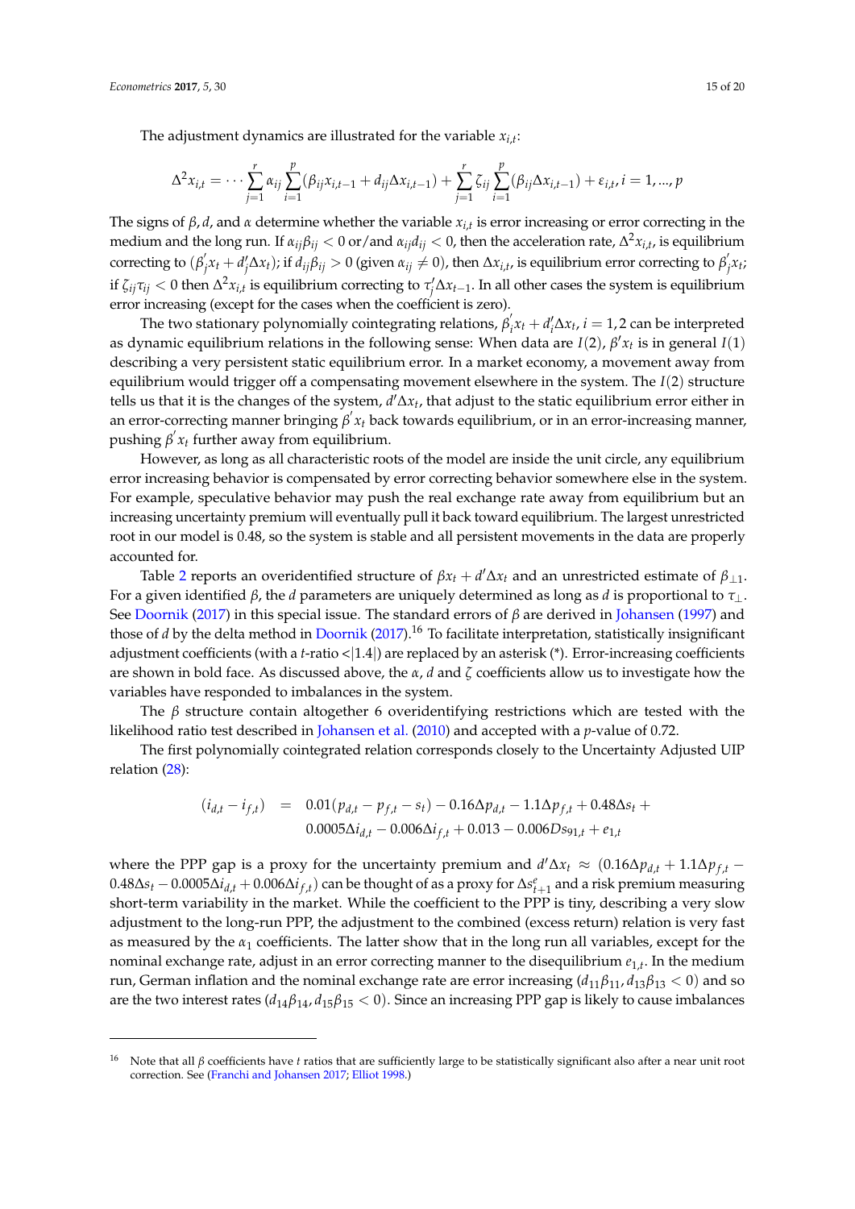The adjustment dynamics are illustrated for the variable $x_{i,t}$:

$$\Delta^2 x_{i,t} = \cdots \sum_{j=1}^{r} \alpha_{ij} \sum_{i=1}^{p} (\beta_{ij} x_{i,t-1} + d_{ij} \Delta x_{i,t-1}) + \sum_{j=1}^{r} \zeta_{ij} \sum_{i=1}^{p} (\beta_{ij} \Delta x_{i,t-1}) + \varepsilon_{i,t}, i = 1, ..., p$$

The signs of $\beta$, $d$, and $\alpha$ determine whether the variable $x_{i,t}$ is error increasing or error correcting in the medium and the long run. If $\alpha_{ij}\beta_{ij} < 0$ or/and $\alpha_{ij}d_{ij} < 0$, then the acceleration rate, $\Delta^2 x_{i,t}$, is equilibrium correcting to $(\beta_j^{'} x_t + d_j^{\prime} \Delta x_t)$; if $d_{ij}\beta_{ij} > 0$ (given $\alpha_{ij} \neq 0$), then $\Delta x_{i,t}$, is equilibrium error correcting to $\beta_j^{'} x_t$; if $\zeta_{ij}\tau_{ij} < 0$ then $\Delta^2 x_{i,t}$ is equilibrium correcting to $\tau_j^{\prime} \Delta x_{t-1}$. In all other cases the system is equilibrium error increasing (except for the cases when the coefficient is zero).

The two stationary polynomially cointegrating relations, $\beta_i^{'} x_t + d_i^{\prime} \Delta x_t$, $i = 1, 2$ can be interpreted as dynamic equilibrium relations in the following sense: When data are $I(2)$, $\beta' x_t$ is in general $I(1)$ describing a very persistent static equilibrium error. In a market economy, a movement away from equilibrium would trigger off a compensating movement elsewhere in the system. The $I(2)$ structure tells us that it is the changes of the system, $d' \Delta x_t$, that adjust to the static equilibrium error either in an error-correcting manner bringing $\beta^{'} x_t$ back towards equilibrium, or in an error-increasing manner, pushing $\beta^{'} x_t$ further away from equilibrium.

However, as long as all characteristic roots of the model are inside the unit circle, any equilibrium error increasing behavior is compensated by error correcting behavior somewhere else in the system. For example, speculative behavior may push the real exchange rate away from equilibrium but an increasing uncertainty premium will eventually pull it back toward equilibrium. The largest unrestricted root in our model is 0.48, so the system is stable and all persistent movements in the data are properly accounted for.

Table 2 reports an overidentified structure of $\beta x_t + d' \Delta x_t$ and an unrestricted estimate of $\beta_{\perp 1}$. For a given identified $\beta$, the $d$ parameters are uniquely determined as long as $d$ is proportional to $\tau_{\perp}$. See Doornik (2017) in this special issue. The standard errors of $\beta$ are derived in Johansen (1997) and those of $d$ by the delta method in Doornik (2017).[16] To facilitate interpretation, statistically insignificant adjustment coefficients (with a $t$-ratio $<|1.4|$) are replaced by an asterisk (*). Error-increasing coefficients are shown in bold face. As discussed above, the $\alpha$, $d$ and $\zeta$ coefficients allow us to investigate how the variables have responded to imbalances in the system.

The $\beta$ structure contain altogether 6 overidentifying restrictions which are tested with the likelihood ratio test described in Johansen et al. (2010) and accepted with a $p$-value of 0.72.

The first polynomially cointegrated relation corresponds closely to the Uncertainty Adjusted UIP relation (28):

$$\begin{aligned} (i_{d,t} - i_{f,t}) \quad &= \quad 0.01(p_{d,t} - p_{f,t} - s_t) - 0.16\Delta p_{d,t} - 1.1\Delta p_{f,t} + 0.48\Delta s_t + \\ &\quad\quad 0.0005\Delta i_{d,t} - 0.006\Delta i_{f,t} + 0.013 - 0.006Ds_{91,t} + e_{1,t} \end{aligned}$$

where the PPP gap is a proxy for the uncertainty premium and $d' \Delta x_t \approx (0.16\Delta p_{d,t} + 1.1\Delta p_{f,t} - 0.48\Delta s_t - 0.0005\Delta i_{d,t} + 0.006\Delta i_{f,t})$ can be thought of as a proxy for $\Delta s_{t+1}^e$ and a risk premium measuring short-term variability in the market. While the coefficient to the PPP is tiny, describing a very slow adjustment to the long-run PPP, the adjustment to the combined (excess return) relation is very fast as measured by the $\alpha_1$ coefficients. The latter show that in the long run all variables, except for the nominal exchange rate, adjust in an error correcting manner to the disequilibrium $e_{1,t}$. In the medium run, German inflation and the nominal exchange rate are error increasing ($d_{11}\beta_{11}, d_{13}\beta_{13} < 0$) and so are the two interest rates ($d_{14}\beta_{14}, d_{15}\beta_{15} < 0$). Since an increasing PPP gap is likely to cause imbalances

---

[16] Note that all $\beta$ coefficients have $t$ ratios that are sufficiently large to be statistically significant also after a near unit root correction. See (Franchi and Johansen 2017; Elliot 1998.)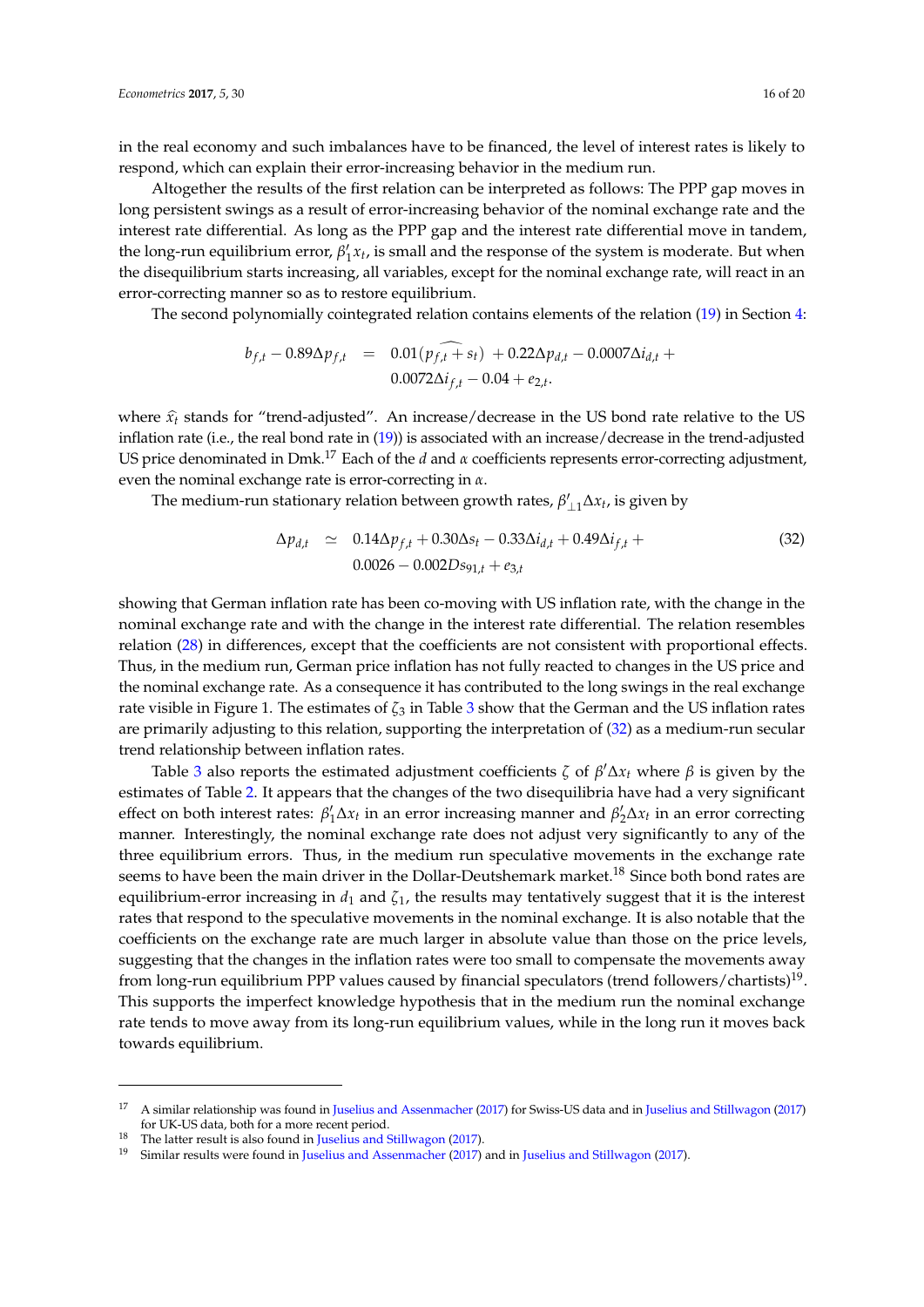in the real economy and such imbalances have to be financed, the level of interest rates is likely to respond, which can explain their error-increasing behavior in the medium run.

Altogether the results of the first relation can be interpreted as follows: The PPP gap moves in long persistent swings as a result of error-increasing behavior of the nominal exchange rate and the interest rate differential. As long as the PPP gap and the interest rate differential move in tandem, the long-run equilibrium error, $\beta_1' x_t$, is small and the response of the system is moderate. But when the disequilibrium starts increasing, all variables, except for the nominal exchange rate, will react in an error-correcting manner so as to restore equilibrium.

The second polynomially cointegrated relation contains elements of the relation (19) in Section 4:

$$
\begin{aligned}
b_{f,t} - 0.89\Delta p_{f,t} &= 0.01(\widehat{p_{f,t} + s_t}) + 0.22\Delta p_{d,t} - 0.0007\Delta i_{d,t} + \\
&\quad 0.0072\Delta i_{f,t} - 0.04 + e_{2,t}.
\end{aligned}
$$

where $\widehat{x}_t$ stands for "trend-adjusted". An increase/decrease in the US bond rate relative to the US inflation rate (i.e., the real bond rate in (19)) is associated with an increase/decrease in the trend-adjusted US price denominated in Dmk.[17] Each of the $d$ and $\alpha$ coefficients represents error-correcting adjustment, even the nominal exchange rate is error-correcting in $\alpha$.

The medium-run stationary relation between growth rates, $\beta_{\perp 1}' \Delta x_t$, is given by

$$
\begin{aligned}
\Delta p_{d,t} &\simeq 0.14\Delta p_{f,t} + 0.30\Delta s_t - 0.33\Delta i_{d,t} + 0.49\Delta i_{f,t} + \\
&\quad 0.0026 - 0.002 Ds_{91,t} + e_{3,t}
\end{aligned}
\tag{32}
$$

showing that German inflation rate has been co-moving with US inflation rate, with the change in the nominal exchange rate and with the change in the interest rate differential. The relation resembles relation (28) in differences, except that the coefficients are not consistent with proportional effects. Thus, in the medium run, German price inflation has not fully reacted to changes in the US price and the nominal exchange rate. As a consequence it has contributed to the long swings in the real exchange rate visible in Figure 1. The estimates of $\zeta_3$ in Table 3 show that the German and the US inflation rates are primarily adjusting to this relation, supporting the interpretation of (32) as a medium-run secular trend relationship between inflation rates.

Table 3 also reports the estimated adjustment coefficients $\zeta$ of $\beta' \Delta x_t$ where $\beta$ is given by the estimates of Table 2. It appears that the changes of the two disequilibria have had a very significant effect on both interest rates: $\beta_1' \Delta x_t$ in an error increasing manner and $\beta_2' \Delta x_t$ in an error correcting manner. Interestingly, the nominal exchange rate does not adjust very significantly to any of the three equilibrium errors. Thus, in the medium run speculative movements in the exchange rate seems to have been the main driver in the Dollar-Deutshemark market.[18] Since both bond rates are equilibrium-error increasing in $d_1$ and $\zeta_1$, the results may tentatively suggest that it is the interest rates that respond to the speculative movements in the nominal exchange. It is also notable that the coefficients on the exchange rate are much larger in absolute value than those on the price levels, suggesting that the changes in the inflation rates were too small to compensate the movements away from long-run equilibrium PPP values caused by financial speculators (trend followers/chartists)[19]. This supports the imperfect knowledge hypothesis that in the medium run the nominal exchange rate tends to move away from its long-run equilibrium values, while in the long run it moves back towards equilibrium.

---

[17] A similar relationship was found in Juselius and Assenmacher (2017) for Swiss-US data and in Juselius and Stillwagon (2017) for UK-US data, both for a more recent period.

[18] The latter result is also found in Juselius and Stillwagon (2017).

[19] Similar results were found in Juselius and Assenmacher (2017) and in Juselius and Stillwagon (2017).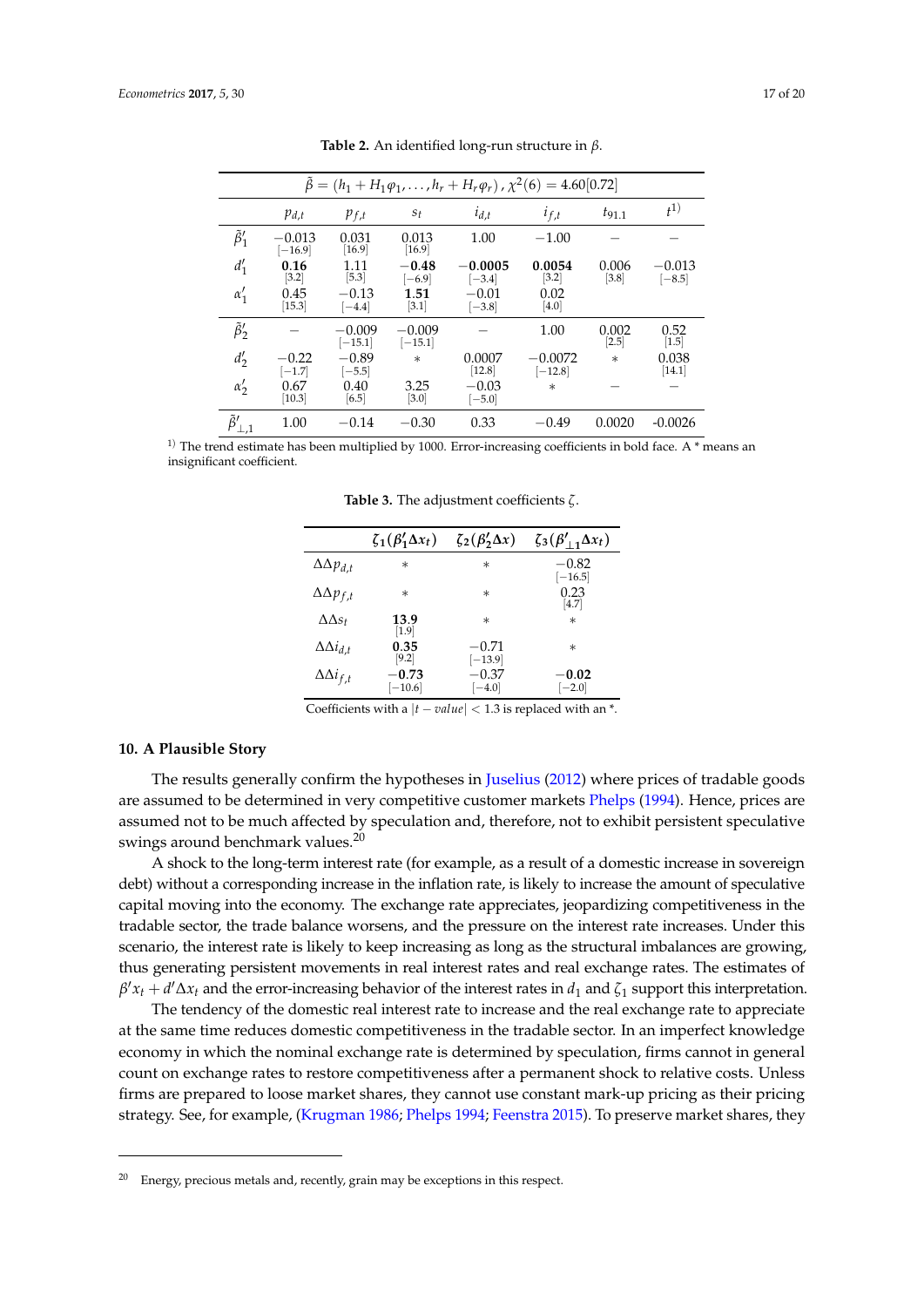**Table 2.** An identified long-run structure in $\beta$.

| $\tilde{\beta} = (h_1 + H_1\varphi_1, \ldots, h_r + H_r\varphi_r)$, $\chi^2(6) = 4.60[0.72]$ | | | | | | | |
|---|---|---|---|---|---|---|---|
| | $p_{d,t}$ | $p_{f,t}$ | $s_t$ | $i_{d,t}$ | $i_{f,t}$ | $t_{91.1}$ | $t^{1)}$ |
| $\tilde{\beta}'_1$ | $-0.013$ [$-16.9$] | 0.031 [16.9] | 0.013 [16.9] | 1.00 | $-1.00$ | – | – |
| $d'_1$ | **0.16** [3.2] | 1.11 [5.3] | $\mathbf{-0.48}$ [$-6.9$] | $\mathbf{-0.0005}$ [$-3.4$] | **0.0054** [3.2] | 0.006 [3.8] | $-0.013$ [$-8.5$] |
| $\alpha'_1$ | 0.45 [15.3] | $-0.13$ [$-4.4$] | **1.51** [3.1] | $-0.01$ [$-3.8$] | 0.02 [4.0] | | |
| $\tilde{\beta}'_2$ | – | $-0.009$ [$-15.1$] | $-0.009$ [$-15.1$] | – | 1.00 | 0.002 [2.5] | 0.52 [1.5] |
| $d'_2$ | $-0.22$ [$-1.7$] | $-0.89$ [$-5.5$] | * | 0.0007 [12.8] | $-0.0072$ [$-12.8$] | * | 0.038 [14.1] |
| $\alpha'_2$ | 0.67 [10.3] | 0.40 [6.5] | 3.25 [3.0] | $-0.03$ [$-5.0$] | * | – | – |
| $\tilde{\beta}'_{\perp,1}$ | 1.00 | $-0.14$ | $-0.30$ | 0.33 | $-0.49$ | 0.0020 | -0.0026 |

1) The trend estimate has been multiplied by 1000. Error-increasing coefficients in bold face. A * means an insignificant coefficient.

**Table 3.** The adjustment coefficients $\zeta$.

| | $\zeta_1(\beta'_1\Delta x_t)$ | $\zeta_2(\beta'_2\Delta x)$ | $\zeta_3(\beta'_{\perp 1}\Delta x_t)$ |
|---|---|---|---|
| $\Delta\Delta p_{d,t}$ | * | * | $-0.82$ [$-16.5$] |
| $\Delta\Delta p_{f,t}$ | * | * | 0.23 [4.7] |
| $\Delta\Delta s_t$ | **13.9** [1.9] | * | * |
| $\Delta\Delta i_{d,t}$ | **0.35** [9.2] | $-0.71$ [$-13.9$] | * |
| $\Delta\Delta i_{f,t}$ | $-0.73$ [$-10.6$] | $-0.37$ [$-4.0$] | $\mathbf{-0.02}$ [$-2.0$] |

Coefficients with a $|t - value| < 1.3$ is replaced with an *.

## 10. A Plausible Story

The results generally confirm the hypotheses in Juselius (2012) where prices of tradable goods are assumed to be determined in very competitive customer markets Phelps (1994). Hence, prices are assumed not to be much affected by speculation and, therefore, not to exhibit persistent speculative swings around benchmark values.[20]

A shock to the long-term interest rate (for example, as a result of a domestic increase in sovereign debt) without a corresponding increase in the inflation rate, is likely to increase the amount of speculative capital moving into the economy. The exchange rate appreciates, jeopardizing competitiveness in the tradable sector, the trade balance worsens, and the pressure on the interest rate increases. Under this scenario, the interest rate is likely to keep increasing as long as the structural imbalances are growing, thus generating persistent movements in real interest rates and real exchange rates. The estimates of $\beta' x_t + d' \Delta x_t$ and the error-increasing behavior of the interest rates in $d_1$ and $\zeta_1$ support this interpretation.

The tendency of the domestic real interest rate to increase and the real exchange rate to appreciate at the same time reduces domestic competitiveness in the tradable sector. In an imperfect knowledge economy in which the nominal exchange rate is determined by speculation, firms cannot in general count on exchange rates to restore competitiveness after a permanent shock to relative costs. Unless firms are prepared to loose market shares, they cannot use constant mark-up pricing as their pricing strategy. See, for example, (Krugman 1986; Phelps 1994; Feenstra 2015). To preserve market shares, they

[20] Energy, precious metals and, recently, grain may be exceptions in this respect.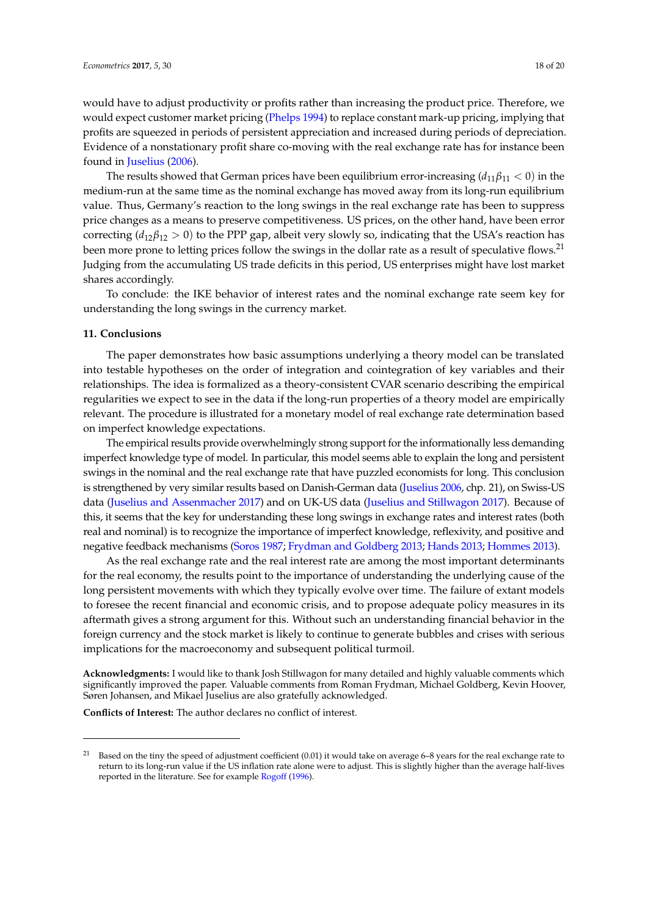would have to adjust productivity or profits rather than increasing the product price. Therefore, we would expect customer market pricing (Phelps 1994) to replace constant mark-up pricing, implying that profits are squeezed in periods of persistent appreciation and increased during periods of depreciation. Evidence of a nonstationary profit share co-moving with the real exchange rate has for instance been found in Juselius (2006).

The results showed that German prices have been equilibrium error-increasing ($d_{11}\beta_{11} < 0$) in the medium-run at the same time as the nominal exchange has moved away from its long-run equilibrium value. Thus, Germany's reaction to the long swings in the real exchange rate has been to suppress price changes as a means to preserve competitiveness. US prices, on the other hand, have been error correcting ($d_{12}\beta_{12} > 0$) to the PPP gap, albeit very slowly so, indicating that the USA's reaction has been more prone to letting prices follow the swings in the dollar rate as a result of speculative flows.[21] Judging from the accumulating US trade deficits in this period, US enterprises might have lost market shares accordingly.

To conclude: the IKE behavior of interest rates and the nominal exchange rate seem key for understanding the long swings in the currency market.

## 11. Conclusions

The paper demonstrates how basic assumptions underlying a theory model can be translated into testable hypotheses on the order of integration and cointegration of key variables and their relationships. The idea is formalized as a theory-consistent CVAR scenario describing the empirical regularities we expect to see in the data if the long-run properties of a theory model are empirically relevant. The procedure is illustrated for a monetary model of real exchange rate determination based on imperfect knowledge expectations.

The empirical results provide overwhelmingly strong support for the informationally less demanding imperfect knowledge type of model. In particular, this model seems able to explain the long and persistent swings in the nominal and the real exchange rate that have puzzled economists for long. This conclusion is strengthened by very similar results based on Danish-German data (Juselius 2006, chp. 21), on Swiss-US data (Juselius and Assenmacher 2017) and on UK-US data (Juselius and Stillwagon 2017). Because of this, it seems that the key for understanding these long swings in exchange rates and interest rates (both real and nominal) is to recognize the importance of imperfect knowledge, reflexivity, and positive and negative feedback mechanisms (Soros 1987; Frydman and Goldberg 2013; Hands 2013; Hommes 2013).

As the real exchange rate and the real interest rate are among the most important determinants for the real economy, the results point to the importance of understanding the underlying cause of the long persistent movements with which they typically evolve over time. The failure of extant models to foresee the recent financial and economic crisis, and to propose adequate policy measures in its aftermath gives a strong argument for this. Without such an understanding financial behavior in the foreign currency and the stock market is likely to continue to generate bubbles and crises with serious implications for the macroeconomy and subsequent political turmoil.

**Acknowledgments:** I would like to thank Josh Stillwagon for many detailed and highly valuable comments which significantly improved the paper. Valuable comments from Roman Frydman, Michael Goldberg, Kevin Hoover, Søren Johansen, and Mikael Juselius are also gratefully acknowledged.

**Conflicts of Interest:** The author declares no conflict of interest.

---

[21] Based on the tiny the speed of adjustment coefficient (0.01) it would take on average 6–8 years for the real exchange rate to return to its long-run value if the US inflation rate alone were to adjust. This is slightly higher than the average half-lives reported in the literature. See for example Rogoff (1996).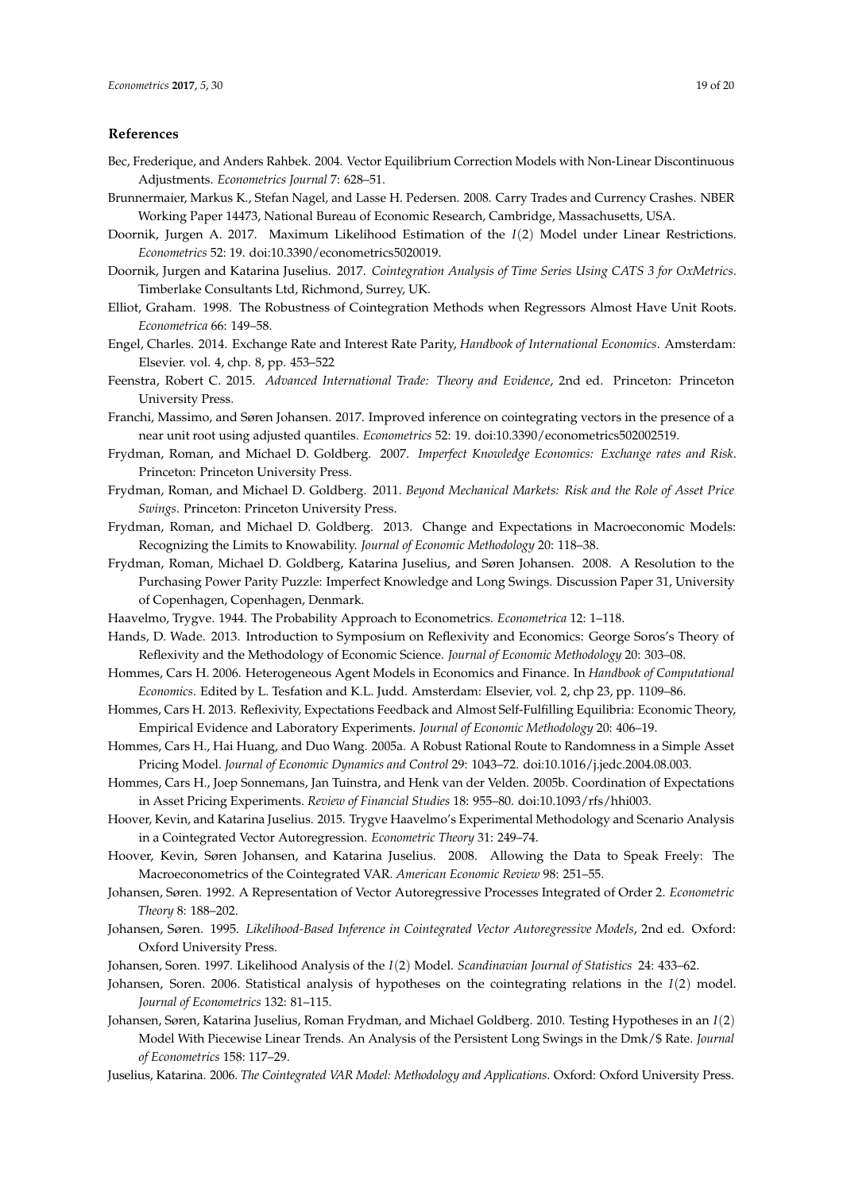## References

Bec, Frederique, and Anders Rahbek. 2004. Vector Equilibrium Correction Models with Non-Linear Discontinuous Adjustments. *Econometrics Journal* 7: 628–51.

Brunnermaier, Markus K., Stefan Nagel, and Lasse H. Pedersen. 2008. Carry Trades and Currency Crashes. NBER Working Paper 14473, National Bureau of Economic Research, Cambridge, Massachusetts, USA.

Doornik, Jurgen A. 2017. Maximum Likelihood Estimation of the $I(2)$ Model under Linear Restrictions. *Econometrics* 52: 19. doi:10.3390/econometrics5020019.

Doornik, Jurgen and Katarina Juselius. 2017. *Cointegration Analysis of Time Series Using CATS 3 for OxMetrics*. Timberlake Consultants Ltd, Richmond, Surrey, UK.

Elliot, Graham. 1998. The Robustness of Cointegration Methods when Regressors Almost Have Unit Roots. *Econometrica* 66: 149–58.

Engel, Charles. 2014. Exchange Rate and Interest Rate Parity, *Handbook of International Economics*. Amsterdam: Elsevier. vol. 4, chp. 8, pp. 453–522

Feenstra, Robert C. 2015. *Advanced International Trade: Theory and Evidence*, 2nd ed. Princeton: Princeton University Press.

Franchi, Massimo, and Søren Johansen. 2017. Improved inference on cointegrating vectors in the presence of a near unit root using adjusted quantiles. *Econometrics* 52: 19. doi:10.3390/econometrics502002519.

Frydman, Roman, and Michael D. Goldberg. 2007. *Imperfect Knowledge Economics: Exchange rates and Risk*. Princeton: Princeton University Press.

Frydman, Roman, and Michael D. Goldberg. 2011. *Beyond Mechanical Markets: Risk and the Role of Asset Price Swings*. Princeton: Princeton University Press.

Frydman, Roman, and Michael D. Goldberg. 2013. Change and Expectations in Macroeconomic Models: Recognizing the Limits to Knowability. *Journal of Economic Methodology* 20: 118–38.

Frydman, Roman, Michael D. Goldberg, Katarina Juselius, and Søren Johansen. 2008. A Resolution to the Purchasing Power Parity Puzzle: Imperfect Knowledge and Long Swings. Discussion Paper 31, University of Copenhagen, Copenhagen, Denmark.

Haavelmo, Trygve. 1944. The Probability Approach to Econometrics. *Econometrica* 12: 1–118.

Hands, D. Wade. 2013. Introduction to Symposium on Reflexivity and Economics: George Soros's Theory of Reflexivity and the Methodology of Economic Science. *Journal of Economic Methodology* 20: 303–08.

Hommes, Cars H. 2006. Heterogeneous Agent Models in Economics and Finance. In *Handbook of Computational Economics*. Edited by L. Tesfation and K.L. Judd. Amsterdam: Elsevier, vol. 2, chp 23, pp. 1109–86.

Hommes, Cars H. 2013. Reflexivity, Expectations Feedback and Almost Self-Fulfilling Equilibria: Economic Theory, Empirical Evidence and Laboratory Experiments. *Journal of Economic Methodology* 20: 406–19.

Hommes, Cars H., Hai Huang, and Duo Wang. 2005a. A Robust Rational Route to Randomness in a Simple Asset Pricing Model. *Journal of Economic Dynamics and Control* 29: 1043–72. doi:10.1016/j.jedc.2004.08.003.

Hommes, Cars H., Joep Sonnemans, Jan Tuinstra, and Henk van der Velden. 2005b. Coordination of Expectations in Asset Pricing Experiments. *Review of Financial Studies* 18: 955–80. doi:10.1093/rfs/hhi003.

Hoover, Kevin, and Katarina Juselius. 2015. Trygve Haavelmo's Experimental Methodology and Scenario Analysis in a Cointegrated Vector Autoregression. *Econometric Theory* 31: 249–74.

Hoover, Kevin, Søren Johansen, and Katarina Juselius. 2008. Allowing the Data to Speak Freely: The Macroeconometrics of the Cointegrated VAR. *American Economic Review* 98: 251–55.

Johansen, Søren. 1992. A Representation of Vector Autoregressive Processes Integrated of Order 2. *Econometric Theory* 8: 188–202.

Johansen, Søren. 1995. *Likelihood-Based Inference in Cointegrated Vector Autoregressive Models*, 2nd ed. Oxford: Oxford University Press.

Johansen, Soren. 1997. Likelihood Analysis of the $I(2)$ Model. *Scandinavian Journal of Statistics* 24: 433–62.

Johansen, Soren. 2006. Statistical analysis of hypotheses on the cointegrating relations in the $I(2)$ model. *Journal of Econometrics* 132: 81–115.

Johansen, Søren, Katarina Juselius, Roman Frydman, and Michael Goldberg. 2010. Testing Hypotheses in an $I(2)$ Model With Piecewise Linear Trends. An Analysis of the Persistent Long Swings in the Dmk/$ Rate. *Journal of Econometrics* 158: 117–29.

Juselius, Katarina. 2006. *The Cointegrated VAR Model: Methodology and Applications*. Oxford: Oxford University Press.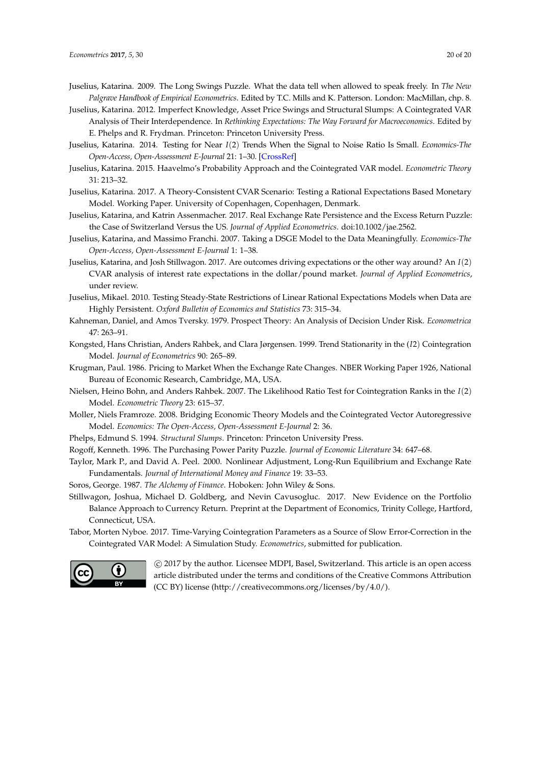Juselius, Katarina. 2009. The Long Swings Puzzle. What the data tell when allowed to speak freely. In *The New Palgrave Handbook of Empirical Econometrics*. Edited by T.C. Mills and K. Patterson. London: MacMillan, chp. 8.

Juselius, Katarina. 2012. Imperfect Knowledge, Asset Price Swings and Structural Slumps: A Cointegrated VAR Analysis of Their Interdependence. In *Rethinking Expectations: The Way Forward for Macroeconomics*. Edited by E. Phelps and R. Frydman. Princeton: Princeton University Press.

Juselius, Katarina. 2014. Testing for Near $I(2)$ Trends When the Signal to Noise Ratio Is Small. *Economics-The Open-Access, Open-Assessment E-Journal* 21: 1–30. [CrossRef]

Juselius, Katarina. 2015. Haavelmo's Probability Approach and the Cointegrated VAR model. *Econometric Theory* 31: 213–32.

Juselius, Katarina. 2017. A Theory-Consistent CVAR Scenario: Testing a Rational Expectations Based Monetary Model. Working Paper. University of Copenhagen, Copenhagen, Denmark.

Juselius, Katarina, and Katrin Assenmacher. 2017. Real Exchange Rate Persistence and the Excess Return Puzzle: the Case of Switzerland Versus the US. *Journal of Applied Econometrics*. doi:10.1002/jae.2562.

Juselius, Katarina, and Massimo Franchi. 2007. Taking a DSGE Model to the Data Meaningfully. *Economics-The Open-Access, Open-Assessment E-Journal* 1: 1–38.

Juselius, Katarina, and Josh Stillwagon. 2017. Are outcomes driving expectations or the other way around? An $I(2)$ CVAR analysis of interest rate expectations in the dollar/pound market. *Journal of Applied Econometrics*, under review.

Juselius, Mikael. 2010. Testing Steady-State Restrictions of Linear Rational Expectations Models when Data are Highly Persistent. *Oxford Bulletin of Economics and Statistics* 73: 315–34.

Kahneman, Daniel, and Amos Tversky. 1979. Prospect Theory: An Analysis of Decision Under Risk. *Econometrica* 47: 263–91.

Kongsted, Hans Christian, Anders Rahbek, and Clara Jørgensen. 1999. Trend Stationarity in the $(I2)$ Cointegration Model. *Journal of Econometrics* 90: 265–89.

Krugman, Paul. 1986. Pricing to Market When the Exchange Rate Changes. NBER Working Paper 1926, National Bureau of Economic Research, Cambridge, MA, USA.

Nielsen, Heino Bohn, and Anders Rahbek. 2007. The Likelihood Ratio Test for Cointegration Ranks in the $I(2)$ Model. *Econometric Theory* 23: 615–37.

Moller, Niels Framroze. 2008. Bridging Economic Theory Models and the Cointegrated Vector Autoregressive Model. *Economics: The Open-Access, Open-Assessment E-Journal* 2: 36.

Phelps, Edmund S. 1994. *Structural Slumps*. Princeton: Princeton University Press.

Rogoff, Kenneth. 1996. The Purchasing Power Parity Puzzle. *Journal of Economic Literature* 34: 647–68.

Taylor, Mark P., and David A. Peel. 2000. Nonlinear Adjustment, Long-Run Equilibrium and Exchange Rate Fundamentals. *Journal of International Money and Finance* 19: 33–53.

Soros, George. 1987. *The Alchemy of Finance*. Hoboken: John Wiley & Sons.

Stillwagon, Joshua, Michael D. Goldberg, and Nevin Cavusoglu. 2017. New Evidence on the Portfolio Balance Approach to Currency Return. Preprint at the Department of Economics, Trinity College, Hartford, Connecticut, USA.

Tabor, Morten Nyboe. 2017. Time-Varying Cointegration Parameters as a Source of Slow Error-Correction in the Cointegrated VAR Model: A Simulation Study. *Econometrics*, submitted for publication.

© 2017 by the author. Licensee MDPI, Basel, Switzerland. This article is an open access article distributed under the terms and conditions of the Creative Commons Attribution (CC BY) license (http://creativecommons.org/licenses/by/4.0/).